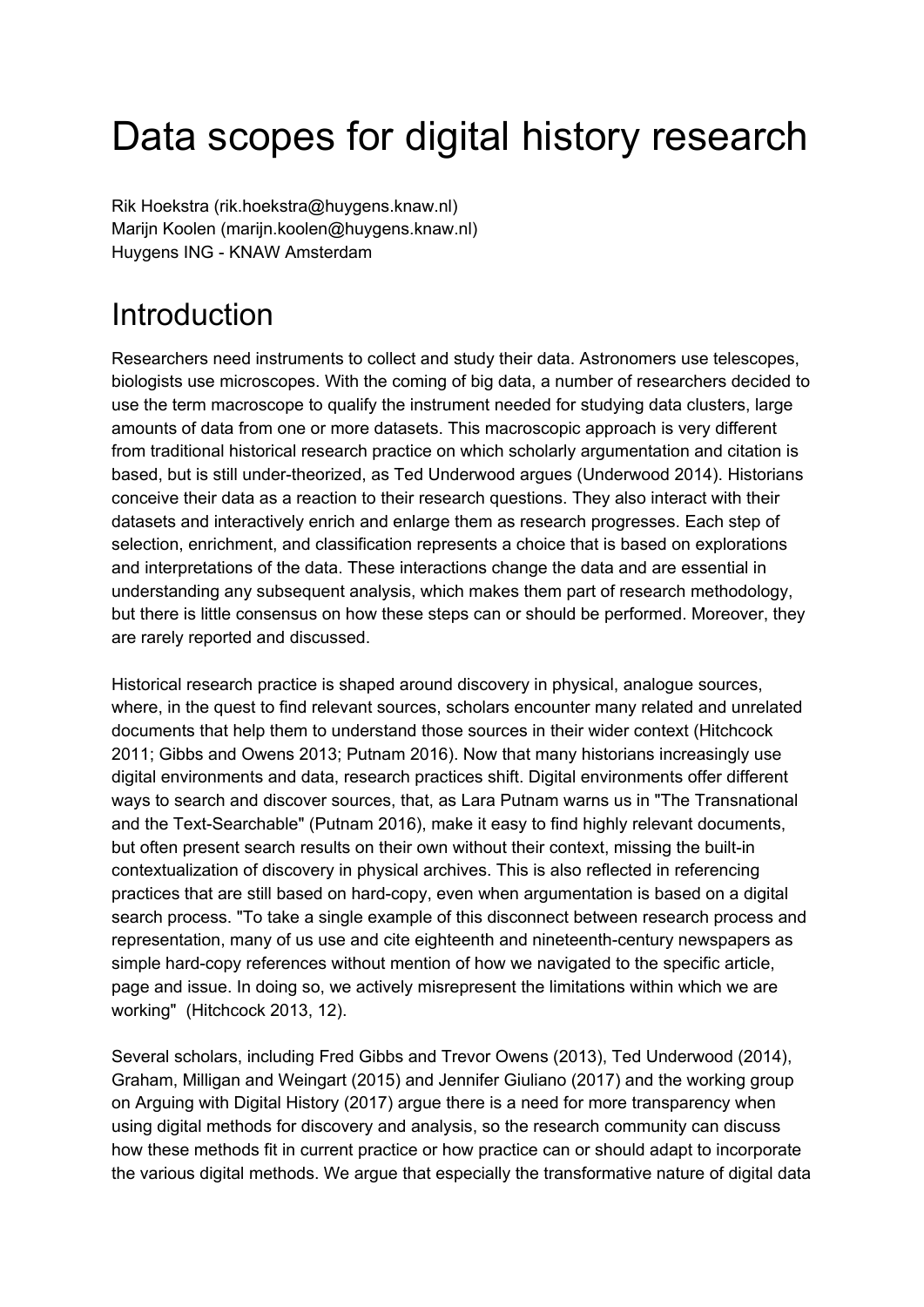# Data scopes for digital history research

Rik Hoekstra (rik.hoekstra@huygens.knaw.nl)
Marijn Koolen (marijn.koolen@huygens.knaw.nl)
Huygens ING - KNAW Amsterdam

## Introduction

Researchers need instruments to collect and study their data. Astronomers use telescopes, biologists use microscopes. With the coming of big data, a number of researchers decided to use the term macroscope to qualify the instrument needed for studying data clusters, large amounts of data from one or more datasets. This macroscopic approach is very different from traditional historical research practice on which scholarly argumentation and citation is based, but is still under-theorized, as Ted Underwood argues (Underwood 2014). Historians conceive their data as a reaction to their research questions. They also interact with their datasets and interactively enrich and enlarge them as research progresses. Each step of selection, enrichment, and classification represents a choice that is based on explorations and interpretations of the data. These interactions change the data and are essential in understanding any subsequent analysis, which makes them part of research methodology, but there is little consensus on how these steps can or should be performed. Moreover, they are rarely reported and discussed.

Historical research practice is shaped around discovery in physical, analogue sources, where, in the quest to find relevant sources, scholars encounter many related and unrelated documents that help them to understand those sources in their wider context (Hitchcock 2011; Gibbs and Owens 2013; Putnam 2016). Now that many historians increasingly use digital environments and data, research practices shift. Digital environments offer different ways to search and discover sources, that, as Lara Putnam warns us in "The Transnational and the Text-Searchable" (Putnam 2016), make it easy to find highly relevant documents, but often present search results on their own without their context, missing the built-in contextualization of discovery in physical archives. This is also reflected in referencing practices that are still based on hard-copy, even when argumentation is based on a digital search process. "To take a single example of this disconnect between research process and representation, many of us use and cite eighteenth and nineteenth-century newspapers as simple hard-copy references without mention of how we navigated to the specific article, page and issue. In doing so, we actively misrepresent the limitations within which we are working" (Hitchcock 2013, 12).

Several scholars, including Fred Gibbs and Trevor Owens (2013), Ted Underwood (2014), Graham, Milligan and Weingart (2015) and Jennifer Giuliano (2017) and the working group on Arguing with Digital History (2017) argue there is a need for more transparency when using digital methods for discovery and analysis, so the research community can discuss how these methods fit in current practice or how practice can or should adapt to incorporate the various digital methods. We argue that especially the transformative nature of digital data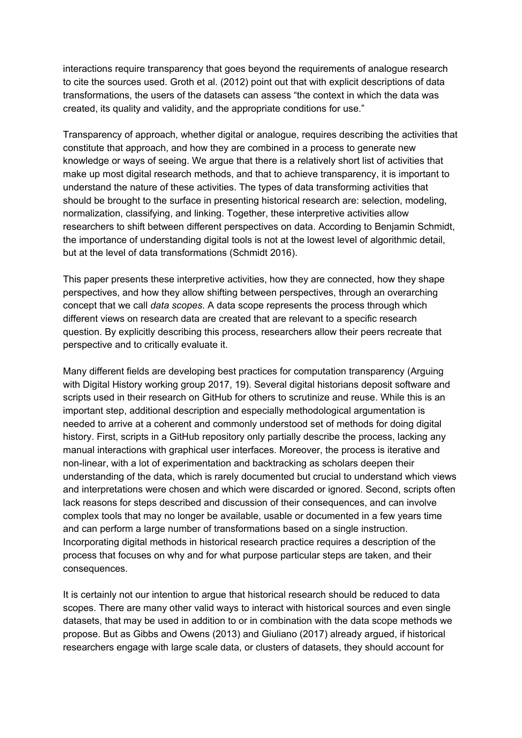interactions require transparency that goes beyond the requirements of analogue research to cite the sources used. Groth et al. (2012) point out that with explicit descriptions of data transformations, the users of the datasets can assess "the context in which the data was created, its quality and validity, and the appropriate conditions for use."

Transparency of approach, whether digital or analogue, requires describing the activities that constitute that approach, and how they are combined in a process to generate new knowledge or ways of seeing. We argue that there is a relatively short list of activities that make up most digital research methods, and that to achieve transparency, it is important to understand the nature of these activities. The types of data transforming activities that should be brought to the surface in presenting historical research are: selection, modeling, normalization, classifying, and linking. Together, these interpretive activities allow researchers to shift between different perspectives on data. According to Benjamin Schmidt, the importance of understanding digital tools is not at the lowest level of algorithmic detail, but at the level of data transformations (Schmidt 2016).

This paper presents these interpretive activities, how they are connected, how they shape perspectives, and how they allow shifting between perspectives, through an overarching concept that we call *data scopes*. A data scope represents the process through which different views on research data are created that are relevant to a specific research question. By explicitly describing this process, researchers allow their peers recreate that perspective and to critically evaluate it.

Many different fields are developing best practices for computation transparency (Arguing with Digital History working group 2017, 19). Several digital historians deposit software and scripts used in their research on GitHub for others to scrutinize and reuse. While this is an important step, additional description and especially methodological argumentation is needed to arrive at a coherent and commonly understood set of methods for doing digital history. First, scripts in a GitHub repository only partially describe the process, lacking any manual interactions with graphical user interfaces. Moreover, the process is iterative and non-linear, with a lot of experimentation and backtracking as scholars deepen their understanding of the data, which is rarely documented but crucial to understand which views and interpretations were chosen and which were discarded or ignored. Second, scripts often lack reasons for steps described and discussion of their consequences, and can involve complex tools that may no longer be available, usable or documented in a few years time and can perform a large number of transformations based on a single instruction. Incorporating digital methods in historical research practice requires a description of the process that focuses on why and for what purpose particular steps are taken, and their consequences.

It is certainly not our intention to argue that historical research should be reduced to data scopes. There are many other valid ways to interact with historical sources and even single datasets, that may be used in addition to or in combination with the data scope methods we propose. But as Gibbs and Owens (2013) and Giuliano (2017) already argued, if historical researchers engage with large scale data, or clusters of datasets, they should account for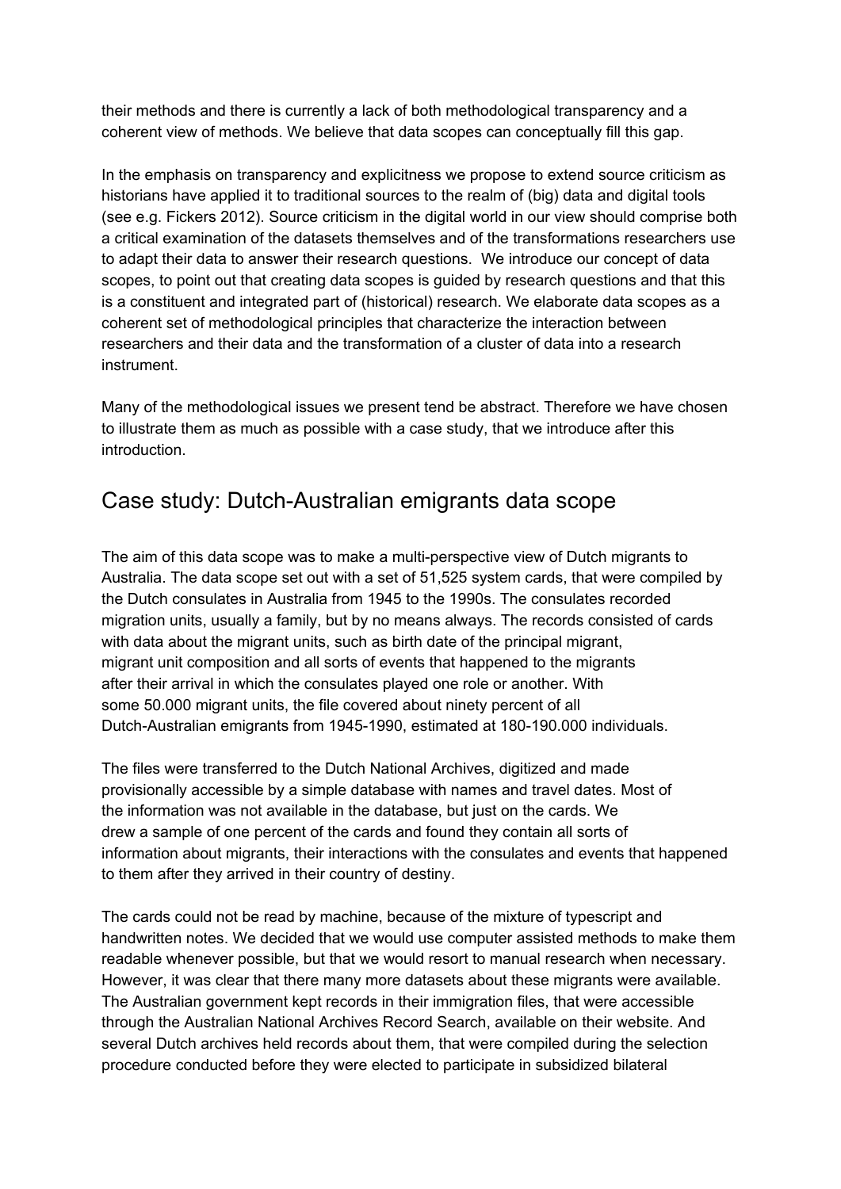their methods and there is currently a lack of both methodological transparency and a coherent view of methods. We believe that data scopes can conceptually fill this gap.

In the emphasis on transparency and explicitness we propose to extend source criticism as historians have applied it to traditional sources to the realm of (big) data and digital tools (see e.g. Fickers 2012). Source criticism in the digital world in our view should comprise both a critical examination of the datasets themselves and of the transformations researchers use to adapt their data to answer their research questions. We introduce our concept of data scopes, to point out that creating data scopes is guided by research questions and that this is a constituent and integrated part of (historical) research. We elaborate data scopes as a coherent set of methodological principles that characterize the interaction between researchers and their data and the transformation of a cluster of data into a research instrument.

Many of the methodological issues we present tend be abstract. Therefore we have chosen to illustrate them as much as possible with a case study, that we introduce after this introduction.

## Case study: Dutch-Australian emigrants data scope

The aim of this data scope was to make a multi-perspective view of Dutch migrants to Australia. The data scope set out with a set of 51,525 system cards, that were compiled by the Dutch consulates in Australia from 1945 to the 1990s. The consulates recorded migration units, usually a family, but by no means always. The records consisted of cards with data about the migrant units, such as birth date of the principal migrant, migrant unit composition and all sorts of events that happened to the migrants after their arrival in which the consulates played one role or another. With some 50.000 migrant units, the file covered about ninety percent of all Dutch-Australian emigrants from 1945-1990, estimated at 180-190.000 individuals.

The files were transferred to the Dutch National Archives, digitized and made provisionally accessible by a simple database with names and travel dates. Most of the information was not available in the database, but just on the cards. We drew a sample of one percent of the cards and found they contain all sorts of information about migrants, their interactions with the consulates and events that happened to them after they arrived in their country of destiny.

The cards could not be read by machine, because of the mixture of typescript and handwritten notes. We decided that we would use computer assisted methods to make them readable whenever possible, but that we would resort to manual research when necessary. However, it was clear that there many more datasets about these migrants were available. The Australian government kept records in their immigration files, that were accessible through the Australian National Archives Record Search, available on their website. And several Dutch archives held records about them, that were compiled during the selection procedure conducted before they were elected to participate in subsidized bilateral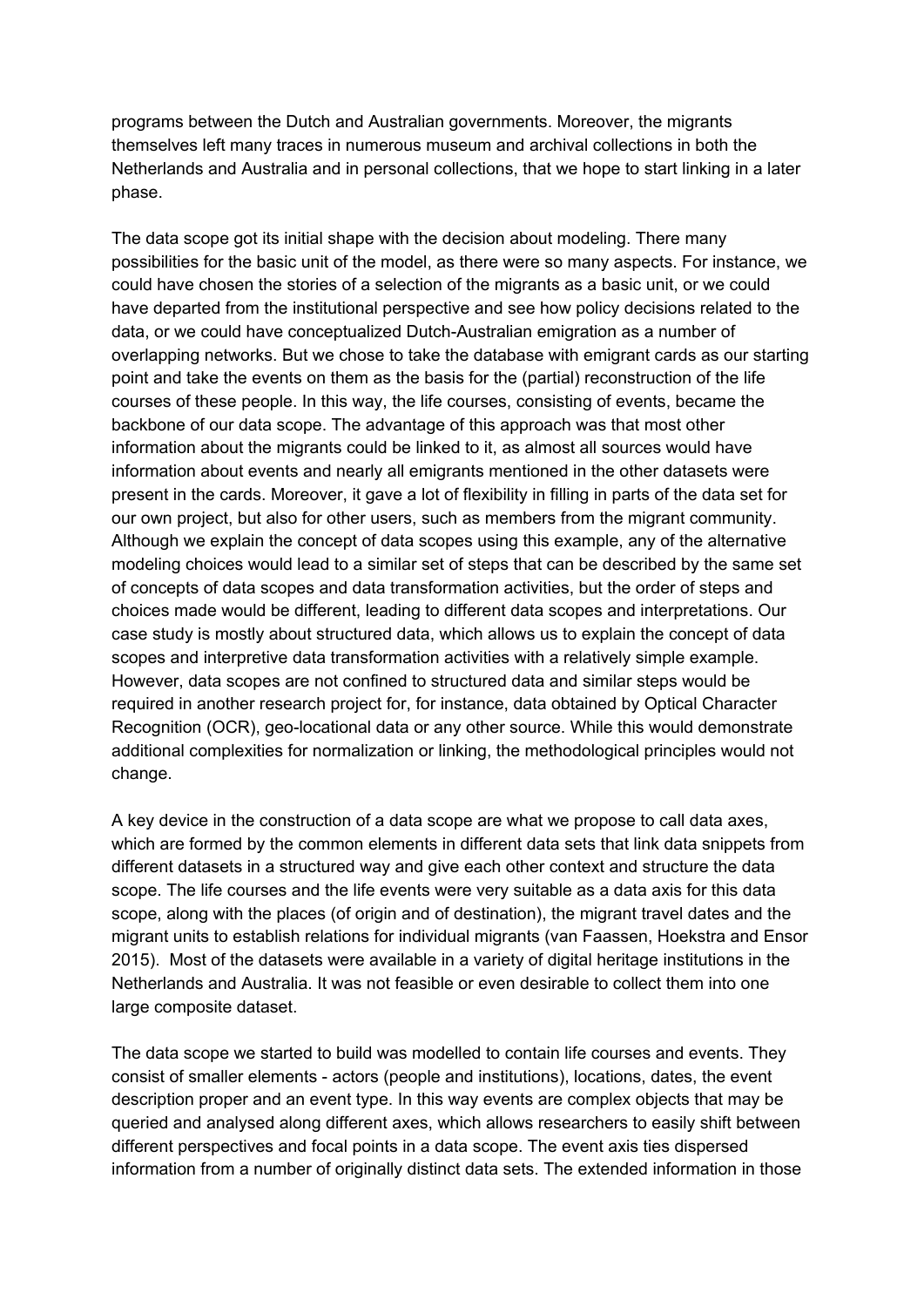programs between the Dutch and Australian governments. Moreover, the migrants themselves left many traces in numerous museum and archival collections in both the Netherlands and Australia and in personal collections, that we hope to start linking in a later phase.

The data scope got its initial shape with the decision about modeling. There many possibilities for the basic unit of the model, as there were so many aspects. For instance, we could have chosen the stories of a selection of the migrants as a basic unit, or we could have departed from the institutional perspective and see how policy decisions related to the data, or we could have conceptualized Dutch-Australian emigration as a number of overlapping networks. But we chose to take the database with emigrant cards as our starting point and take the events on them as the basis for the (partial) reconstruction of the life courses of these people. In this way, the life courses, consisting of events, became the backbone of our data scope. The advantage of this approach was that most other information about the migrants could be linked to it, as almost all sources would have information about events and nearly all emigrants mentioned in the other datasets were present in the cards. Moreover, it gave a lot of flexibility in filling in parts of the data set for our own project, but also for other users, such as members from the migrant community. Although we explain the concept of data scopes using this example, any of the alternative modeling choices would lead to a similar set of steps that can be described by the same set of concepts of data scopes and data transformation activities, but the order of steps and choices made would be different, leading to different data scopes and interpretations. Our case study is mostly about structured data, which allows us to explain the concept of data scopes and interpretive data transformation activities with a relatively simple example. However, data scopes are not confined to structured data and similar steps would be required in another research project for, for instance, data obtained by Optical Character Recognition (OCR), geo-locational data or any other source. While this would demonstrate additional complexities for normalization or linking, the methodological principles would not change.

A key device in the construction of a data scope are what we propose to call data axes, which are formed by the common elements in different data sets that link data snippets from different datasets in a structured way and give each other context and structure the data scope. The life courses and the life events were very suitable as a data axis for this data scope, along with the places (of origin and of destination), the migrant travel dates and the migrant units to establish relations for individual migrants (van Faassen, Hoekstra and Ensor 2015). Most of the datasets were available in a variety of digital heritage institutions in the Netherlands and Australia. It was not feasible or even desirable to collect them into one large composite dataset.

The data scope we started to build was modelled to contain life courses and events. They consist of smaller elements - actors (people and institutions), locations, dates, the event description proper and an event type. In this way events are complex objects that may be queried and analysed along different axes, which allows researchers to easily shift between different perspectives and focal points in a data scope. The event axis ties dispersed information from a number of originally distinct data sets. The extended information in those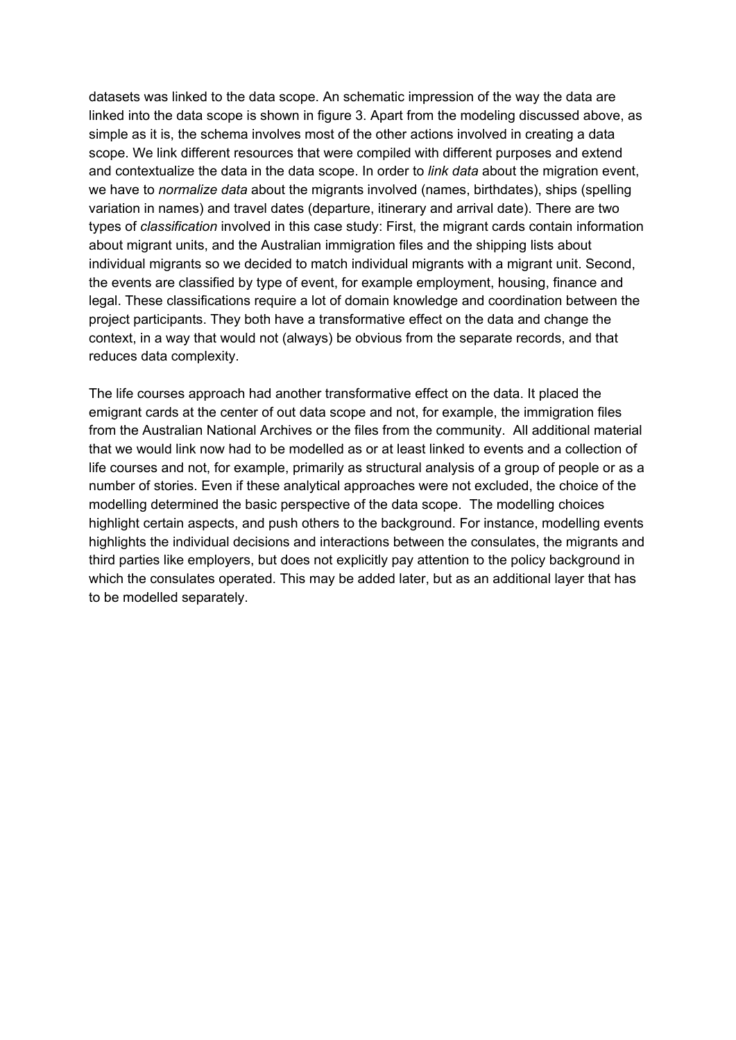datasets was linked to the data scope. An schematic impression of the way the data are linked into the data scope is shown in figure 3. Apart from the modeling discussed above, as simple as it is, the schema involves most of the other actions involved in creating a data scope. We link different resources that were compiled with different purposes and extend and contextualize the data in the data scope. In order to *link data* about the migration event, we have to *normalize data* about the migrants involved (names, birthdates), ships (spelling variation in names) and travel dates (departure, itinerary and arrival date). There are two types of *classification* involved in this case study: First, the migrant cards contain information about migrant units, and the Australian immigration files and the shipping lists about individual migrants so we decided to match individual migrants with a migrant unit. Second, the events are classified by type of event, for example employment, housing, finance and legal. These classifications require a lot of domain knowledge and coordination between the project participants. They both have a transformative effect on the data and change the context, in a way that would not (always) be obvious from the separate records, and that reduces data complexity.

The life courses approach had another transformative effect on the data. It placed the emigrant cards at the center of out data scope and not, for example, the immigration files from the Australian National Archives or the files from the community. All additional material that we would link now had to be modelled as or at least linked to events and a collection of life courses and not, for example, primarily as structural analysis of a group of people or as a number of stories. Even if these analytical approaches were not excluded, the choice of the modelling determined the basic perspective of the data scope. The modelling choices highlight certain aspects, and push others to the background. For instance, modelling events highlights the individual decisions and interactions between the consulates, the migrants and third parties like employers, but does not explicitly pay attention to the policy background in which the consulates operated. This may be added later, but as an additional layer that has to be modelled separately.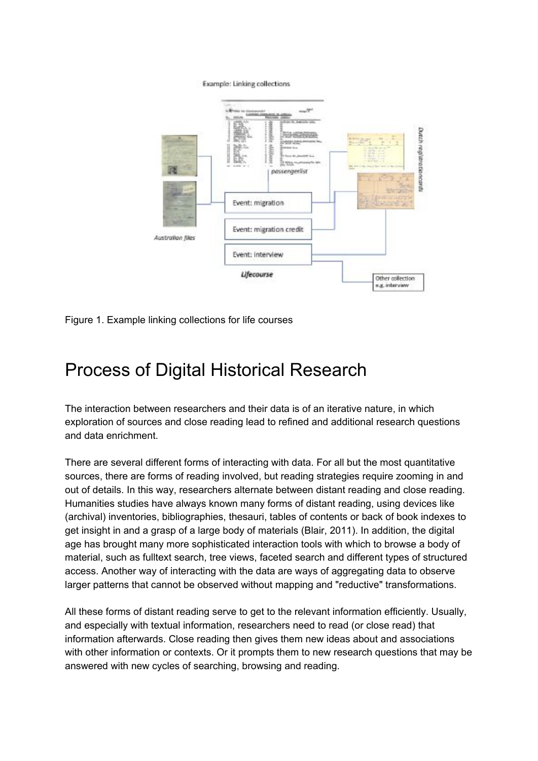Figure 1. Example linking collections for life courses

# Process of Digital Historical Research

The interaction between researchers and their data is of an iterative nature, in which exploration of sources and close reading lead to refined and additional research questions and data enrichment.

There are several different forms of interacting with data. For all but the most quantitative sources, there are forms of reading involved, but reading strategies require zooming in and out of details. In this way, researchers alternate between distant reading and close reading. Humanities studies have always known many forms of distant reading, using devices like (archival) inventories, bibliographies, thesauri, tables of contents or back of book indexes to get insight in and a grasp of a large body of materials (Blair, 2011). In addition, the digital age has brought many more sophisticated interaction tools with which to browse a body of material, such as fulltext search, tree views, faceted search and different types of structured access. Another way of interacting with the data are ways of aggregating data to observe larger patterns that cannot be observed without mapping and "reductive" transformations.

All these forms of distant reading serve to get to the relevant information efficiently. Usually, and especially with textual information, researchers need to read (or close read) that information afterwards. Close reading then gives them new ideas about and associations with other information or contexts. Or it prompts them to new research questions that may be answered with new cycles of searching, browsing and reading.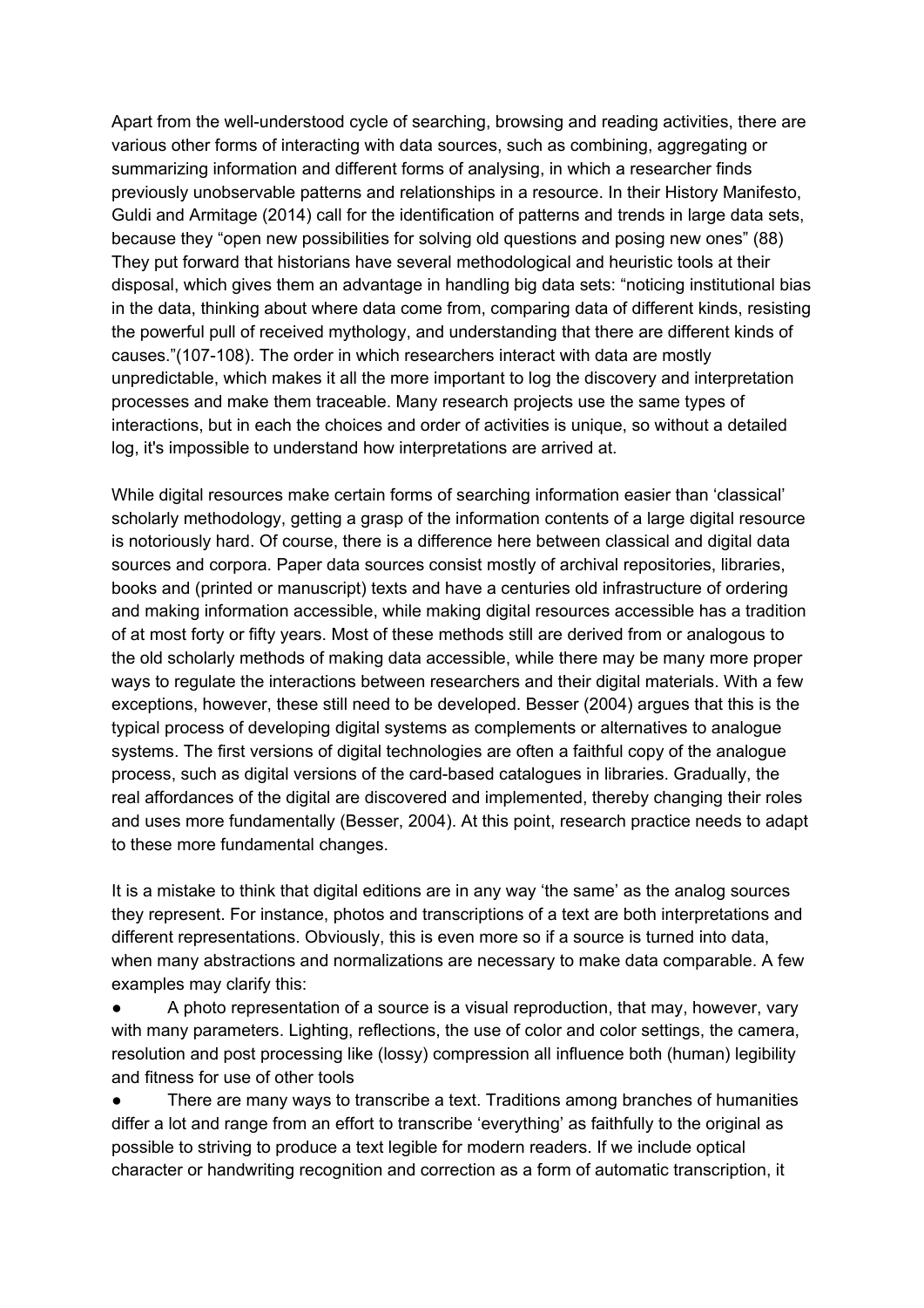Apart from the well-understood cycle of searching, browsing and reading activities, there are various other forms of interacting with data sources, such as combining, aggregating or summarizing information and different forms of analysing, in which a researcher finds previously unobservable patterns and relationships in a resource. In their History Manifesto, Guldi and Armitage (2014) call for the identification of patterns and trends in large data sets, because they "open new possibilities for solving old questions and posing new ones" (88) They put forward that historians have several methodological and heuristic tools at their disposal, which gives them an advantage in handling big data sets: "noticing institutional bias in the data, thinking about where data come from, comparing data of different kinds, resisting the powerful pull of received mythology, and understanding that there are different kinds of causes."(107-108). The order in which researchers interact with data are mostly unpredictable, which makes it all the more important to log the discovery and interpretation processes and make them traceable. Many research projects use the same types of interactions, but in each the choices and order of activities is unique, so without a detailed log, it's impossible to understand how interpretations are arrived at.

While digital resources make certain forms of searching information easier than 'classical' scholarly methodology, getting a grasp of the information contents of a large digital resource is notoriously hard. Of course, there is a difference here between classical and digital data sources and corpora. Paper data sources consist mostly of archival repositories, libraries, books and (printed or manuscript) texts and have a centuries old infrastructure of ordering and making information accessible, while making digital resources accessible has a tradition of at most forty or fifty years. Most of these methods still are derived from or analogous to the old scholarly methods of making data accessible, while there may be many more proper ways to regulate the interactions between researchers and their digital materials. With a few exceptions, however, these still need to be developed. Besser (2004) argues that this is the typical process of developing digital systems as complements or alternatives to analogue systems. The first versions of digital technologies are often a faithful copy of the analogue process, such as digital versions of the card-based catalogues in libraries. Gradually, the real affordances of the digital are discovered and implemented, thereby changing their roles and uses more fundamentally (Besser, 2004). At this point, research practice needs to adapt to these more fundamental changes.

It is a mistake to think that digital editions are in any way 'the same' as the analog sources they represent. For instance, photos and transcriptions of a text are both interpretations and different representations. Obviously, this is even more so if a source is turned into data, when many abstractions and normalizations are necessary to make data comparable. A few examples may clarify this:

- A photo representation of a source is a visual reproduction, that may, however, vary with many parameters. Lighting, reflections, the use of color and color settings, the camera, resolution and post processing like (lossy) compression all influence both (human) legibility and fitness for use of other tools
- There are many ways to transcribe a text. Traditions among branches of humanities differ a lot and range from an effort to transcribe 'everything' as faithfully to the original as possible to striving to produce a text legible for modern readers. If we include optical character or handwriting recognition and correction as a form of automatic transcription, it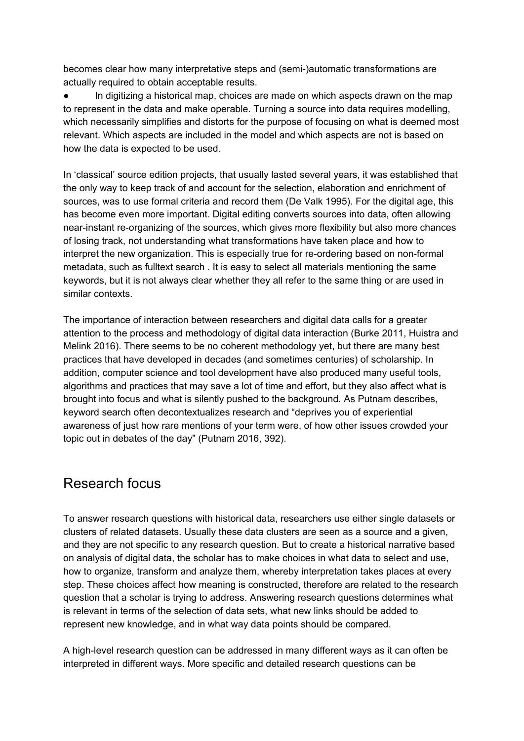becomes clear how many interpretative steps and (semi-)automatic transformations are actually required to obtain acceptable results.

- In digitizing a historical map, choices are made on which aspects drawn on the map to represent in the data and make operable. Turning a source into data requires modelling, which necessarily simplifies and distorts for the purpose of focusing on what is deemed most relevant. Which aspects are included in the model and which aspects are not is based on how the data is expected to be used.

In 'classical' source edition projects, that usually lasted several years, it was established that the only way to keep track of and account for the selection, elaboration and enrichment of sources, was to use formal criteria and record them (De Valk 1995). For the digital age, this has become even more important. Digital editing converts sources into data, often allowing near-instant re-organizing of the sources, which gives more flexibility but also more chances of losing track, not understanding what transformations have taken place and how to interpret the new organization. This is especially true for re-ordering based on non-formal metadata, such as fulltext search . It is easy to select all materials mentioning the same keywords, but it is not always clear whether they all refer to the same thing or are used in similar contexts.

The importance of interaction between researchers and digital data calls for a greater attention to the process and methodology of digital data interaction (Burke 2011, Huistra and Melink 2016). There seems to be no coherent methodology yet, but there are many best practices that have developed in decades (and sometimes centuries) of scholarship. In addition, computer science and tool development have also produced many useful tools, algorithms and practices that may save a lot of time and effort, but they also affect what is brought into focus and what is silently pushed to the background. As Putnam describes, keyword search often decontextualizes research and "deprives you of experiential awareness of just how rare mentions of your term were, of how other issues crowded your topic out in debates of the day" (Putnam 2016, 392).

## Research focus

To answer research questions with historical data, researchers use either single datasets or clusters of related datasets. Usually these data clusters are seen as a source and a given, and they are not specific to any research question. But to create a historical narrative based on analysis of digital data, the scholar has to make choices in what data to select and use, how to organize, transform and analyze them, whereby interpretation takes places at every step. These choices affect how meaning is constructed, therefore are related to the research question that a scholar is trying to address. Answering research questions determines what is relevant in terms of the selection of data sets, what new links should be added to represent new knowledge, and in what way data points should be compared.

A high-level research question can be addressed in many different ways as it can often be interpreted in different ways. More specific and detailed research questions can be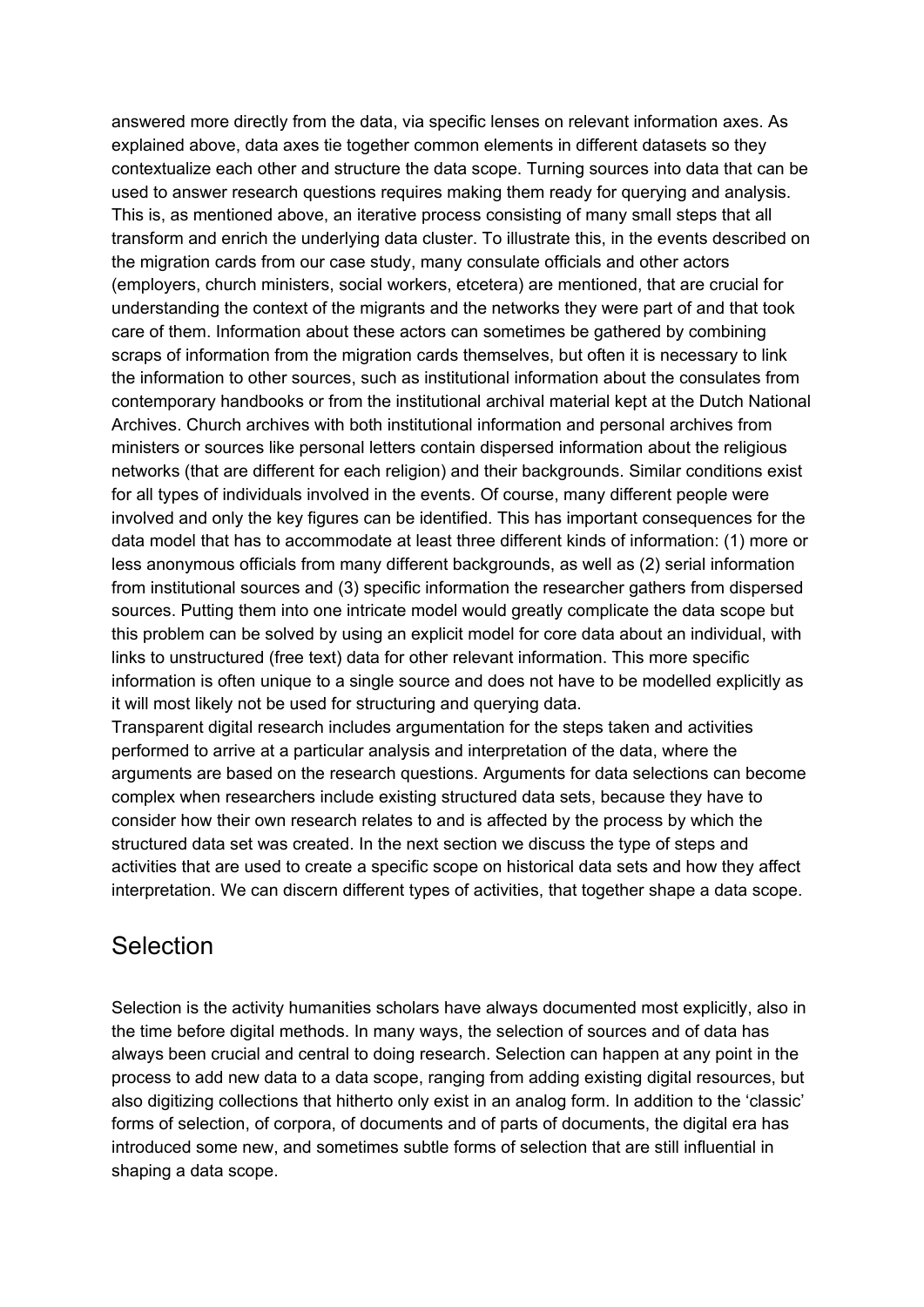answered more directly from the data, via specific lenses on relevant information axes. As explained above, data axes tie together common elements in different datasets so they contextualize each other and structure the data scope. Turning sources into data that can be used to answer research questions requires making them ready for querying and analysis. This is, as mentioned above, an iterative process consisting of many small steps that all transform and enrich the underlying data cluster. To illustrate this, in the events described on the migration cards from our case study, many consulate officials and other actors (employers, church ministers, social workers, etcetera) are mentioned, that are crucial for understanding the context of the migrants and the networks they were part of and that took care of them. Information about these actors can sometimes be gathered by combining scraps of information from the migration cards themselves, but often it is necessary to link the information to other sources, such as institutional information about the consulates from contemporary handbooks or from the institutional archival material kept at the Dutch National Archives. Church archives with both institutional information and personal archives from ministers or sources like personal letters contain dispersed information about the religious networks (that are different for each religion) and their backgrounds. Similar conditions exist for all types of individuals involved in the events. Of course, many different people were involved and only the key figures can be identified. This has important consequences for the data model that has to accommodate at least three different kinds of information: (1) more or less anonymous officials from many different backgrounds, as well as (2) serial information from institutional sources and (3) specific information the researcher gathers from dispersed sources. Putting them into one intricate model would greatly complicate the data scope but this problem can be solved by using an explicit model for core data about an individual, with links to unstructured (free text) data for other relevant information. This more specific information is often unique to a single source and does not have to be modelled explicitly as it will most likely not be used for structuring and querying data.

Transparent digital research includes argumentation for the steps taken and activities performed to arrive at a particular analysis and interpretation of the data, where the arguments are based on the research questions. Arguments for data selections can become complex when researchers include existing structured data sets, because they have to consider how their own research relates to and is affected by the process by which the structured data set was created. In the next section we discuss the type of steps and activities that are used to create a specific scope on historical data sets and how they affect interpretation. We can discern different types of activities, that together shape a data scope.

## Selection

Selection is the activity humanities scholars have always documented most explicitly, also in the time before digital methods. In many ways, the selection of sources and of data has always been crucial and central to doing research. Selection can happen at any point in the process to add new data to a data scope, ranging from adding existing digital resources, but also digitizing collections that hitherto only exist in an analog form. In addition to the 'classic' forms of selection, of corpora, of documents and of parts of documents, the digital era has introduced some new, and sometimes subtle forms of selection that are still influential in shaping a data scope.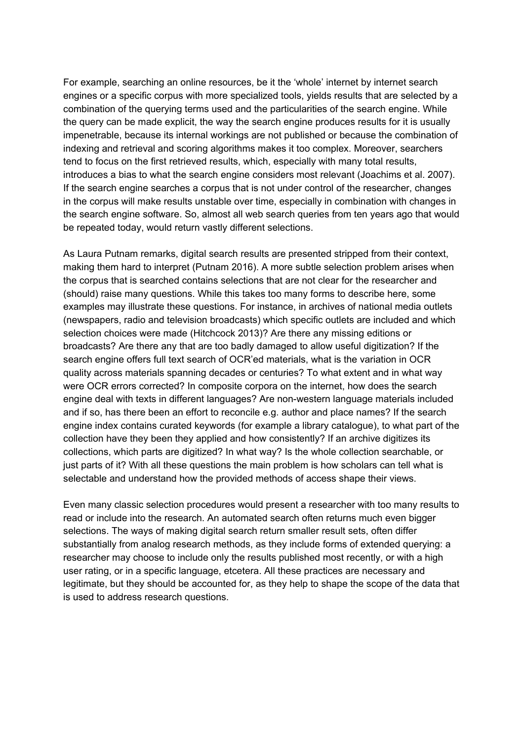For example, searching an online resources, be it the 'whole' internet by internet search engines or a specific corpus with more specialized tools, yields results that are selected by a combination of the querying terms used and the particularities of the search engine. While the query can be made explicit, the way the search engine produces results for it is usually impenetrable, because its internal workings are not published or because the combination of indexing and retrieval and scoring algorithms makes it too complex. Moreover, searchers tend to focus on the first retrieved results, which, especially with many total results, introduces a bias to what the search engine considers most relevant (Joachims et al. 2007). If the search engine searches a corpus that is not under control of the researcher, changes in the corpus will make results unstable over time, especially in combination with changes in the search engine software. So, almost all web search queries from ten years ago that would be repeated today, would return vastly different selections.

As Laura Putnam remarks, digital search results are presented stripped from their context, making them hard to interpret (Putnam 2016). A more subtle selection problem arises when the corpus that is searched contains selections that are not clear for the researcher and (should) raise many questions. While this takes too many forms to describe here, some examples may illustrate these questions. For instance, in archives of national media outlets (newspapers, radio and television broadcasts) which specific outlets are included and which selection choices were made (Hitchcock 2013)? Are there any missing editions or broadcasts? Are there any that are too badly damaged to allow useful digitization? If the search engine offers full text search of OCR'ed materials, what is the variation in OCR quality across materials spanning decades or centuries? To what extent and in what way were OCR errors corrected? In composite corpora on the internet, how does the search engine deal with texts in different languages? Are non-western language materials included and if so, has there been an effort to reconcile e.g. author and place names? If the search engine index contains curated keywords (for example a library catalogue), to what part of the collection have they been they applied and how consistently? If an archive digitizes its collections, which parts are digitized? In what way? Is the whole collection searchable, or just parts of it? With all these questions the main problem is how scholars can tell what is selectable and understand how the provided methods of access shape their views.

Even many classic selection procedures would present a researcher with too many results to read or include into the research. An automated search often returns much even bigger selections. The ways of making digital search return smaller result sets, often differ substantially from analog research methods, as they include forms of extended querying: a researcher may choose to include only the results published most recently, or with a high user rating, or in a specific language, etcetera. All these practices are necessary and legitimate, but they should be accounted for, as they help to shape the scope of the data that is used to address research questions.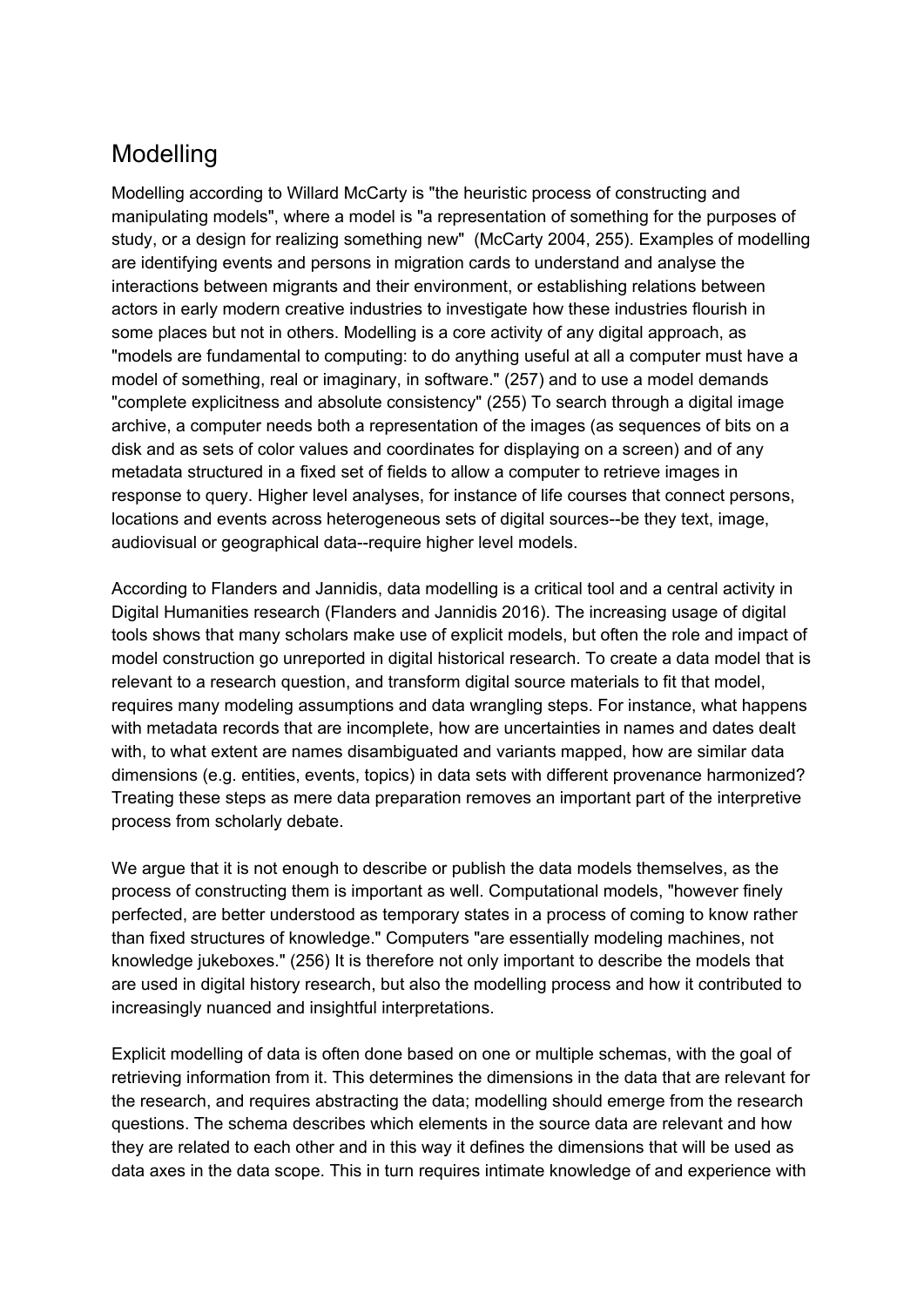## Modelling

Modelling according to Willard McCarty is "the heuristic process of constructing and manipulating models", where a model is "a representation of something for the purposes of study, or a design for realizing something new" (McCarty 2004, 255). Examples of modelling are identifying events and persons in migration cards to understand and analyse the interactions between migrants and their environment, or establishing relations between actors in early modern creative industries to investigate how these industries flourish in some places but not in others. Modelling is a core activity of any digital approach, as "models are fundamental to computing: to do anything useful at all a computer must have a model of something, real or imaginary, in software." (257) and to use a model demands "complete explicitness and absolute consistency" (255) To search through a digital image archive, a computer needs both a representation of the images (as sequences of bits on a disk and as sets of color values and coordinates for displaying on a screen) and of any metadata structured in a fixed set of fields to allow a computer to retrieve images in response to query. Higher level analyses, for instance of life courses that connect persons, locations and events across heterogeneous sets of digital sources--be they text, image, audiovisual or geographical data--require higher level models.

According to Flanders and Jannidis, data modelling is a critical tool and a central activity in Digital Humanities research (Flanders and Jannidis 2016). The increasing usage of digital tools shows that many scholars make use of explicit models, but often the role and impact of model construction go unreported in digital historical research. To create a data model that is relevant to a research question, and transform digital source materials to fit that model, requires many modeling assumptions and data wrangling steps. For instance, what happens with metadata records that are incomplete, how are uncertainties in names and dates dealt with, to what extent are names disambiguated and variants mapped, how are similar data dimensions (e.g. entities, events, topics) in data sets with different provenance harmonized? Treating these steps as mere data preparation removes an important part of the interpretive process from scholarly debate.

We argue that it is not enough to describe or publish the data models themselves, as the process of constructing them is important as well. Computational models, "however finely perfected, are better understood as temporary states in a process of coming to know rather than fixed structures of knowledge." Computers "are essentially modeling machines, not knowledge jukeboxes." (256) It is therefore not only important to describe the models that are used in digital history research, but also the modelling process and how it contributed to increasingly nuanced and insightful interpretations.

Explicit modelling of data is often done based on one or multiple schemas, with the goal of retrieving information from it. This determines the dimensions in the data that are relevant for the research, and requires abstracting the data; modelling should emerge from the research questions. The schema describes which elements in the source data are relevant and how they are related to each other and in this way it defines the dimensions that will be used as data axes in the data scope. This in turn requires intimate knowledge of and experience with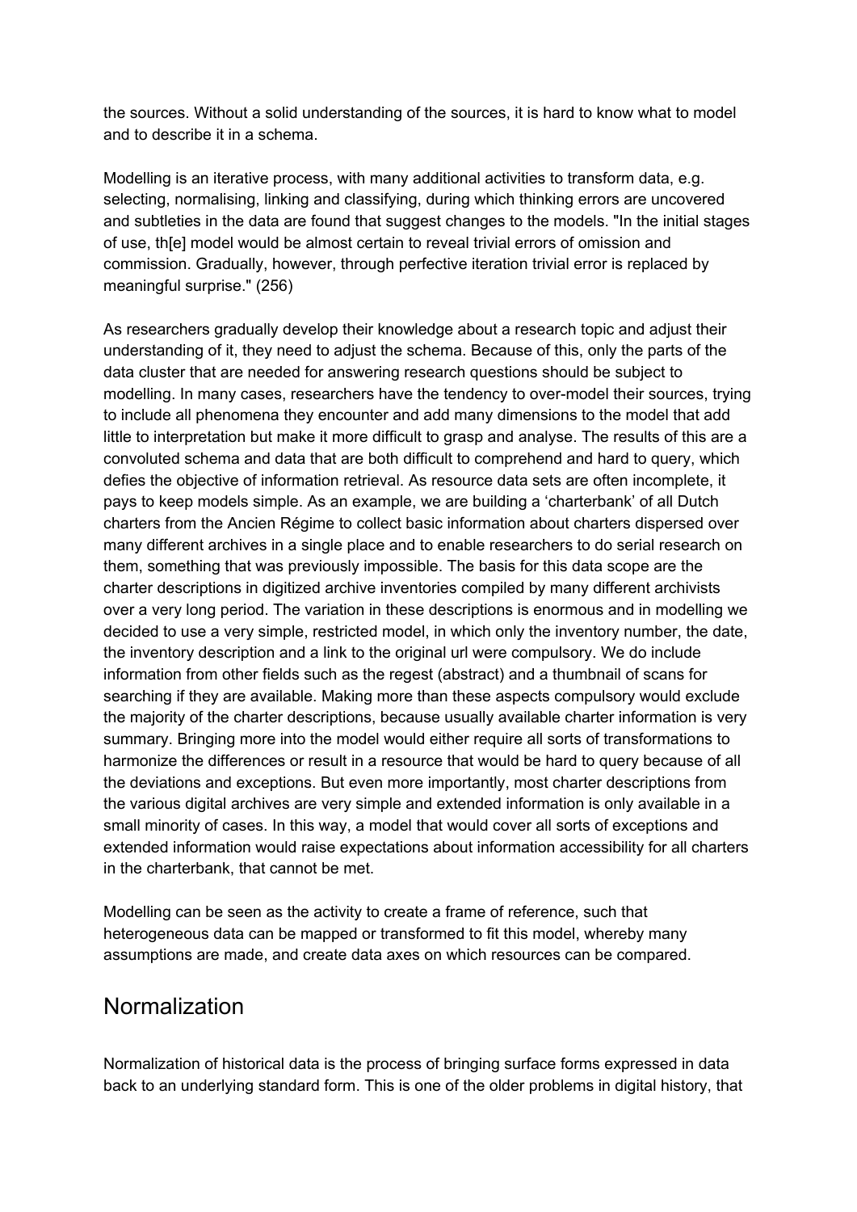the sources. Without a solid understanding of the sources, it is hard to know what to model and to describe it in a schema.

Modelling is an iterative process, with many additional activities to transform data, e.g. selecting, normalising, linking and classifying, during which thinking errors are uncovered and subtleties in the data are found that suggest changes to the models. "In the initial stages of use, th[e] model would be almost certain to reveal trivial errors of omission and commission. Gradually, however, through perfective iteration trivial error is replaced by meaningful surprise." (256)

As researchers gradually develop their knowledge about a research topic and adjust their understanding of it, they need to adjust the schema. Because of this, only the parts of the data cluster that are needed for answering research questions should be subject to modelling. In many cases, researchers have the tendency to over-model their sources, trying to include all phenomena they encounter and add many dimensions to the model that add little to interpretation but make it more difficult to grasp and analyse. The results of this are a convoluted schema and data that are both difficult to comprehend and hard to query, which defies the objective of information retrieval. As resource data sets are often incomplete, it pays to keep models simple. As an example, we are building a 'charterbank' of all Dutch charters from the Ancien Régime to collect basic information about charters dispersed over many different archives in a single place and to enable researchers to do serial research on them, something that was previously impossible. The basis for this data scope are the charter descriptions in digitized archive inventories compiled by many different archivists over a very long period. The variation in these descriptions is enormous and in modelling we decided to use a very simple, restricted model, in which only the inventory number, the date, the inventory description and a link to the original url were compulsory. We do include information from other fields such as the regest (abstract) and a thumbnail of scans for searching if they are available. Making more than these aspects compulsory would exclude the majority of the charter descriptions, because usually available charter information is very summary. Bringing more into the model would either require all sorts of transformations to harmonize the differences or result in a resource that would be hard to query because of all the deviations and exceptions. But even more importantly, most charter descriptions from the various digital archives are very simple and extended information is only available in a small minority of cases. In this way, a model that would cover all sorts of exceptions and extended information would raise expectations about information accessibility for all charters in the charterbank, that cannot be met.

Modelling can be seen as the activity to create a frame of reference, such that heterogeneous data can be mapped or transformed to fit this model, whereby many assumptions are made, and create data axes on which resources can be compared.

## Normalization

Normalization of historical data is the process of bringing surface forms expressed in data back to an underlying standard form. This is one of the older problems in digital history, that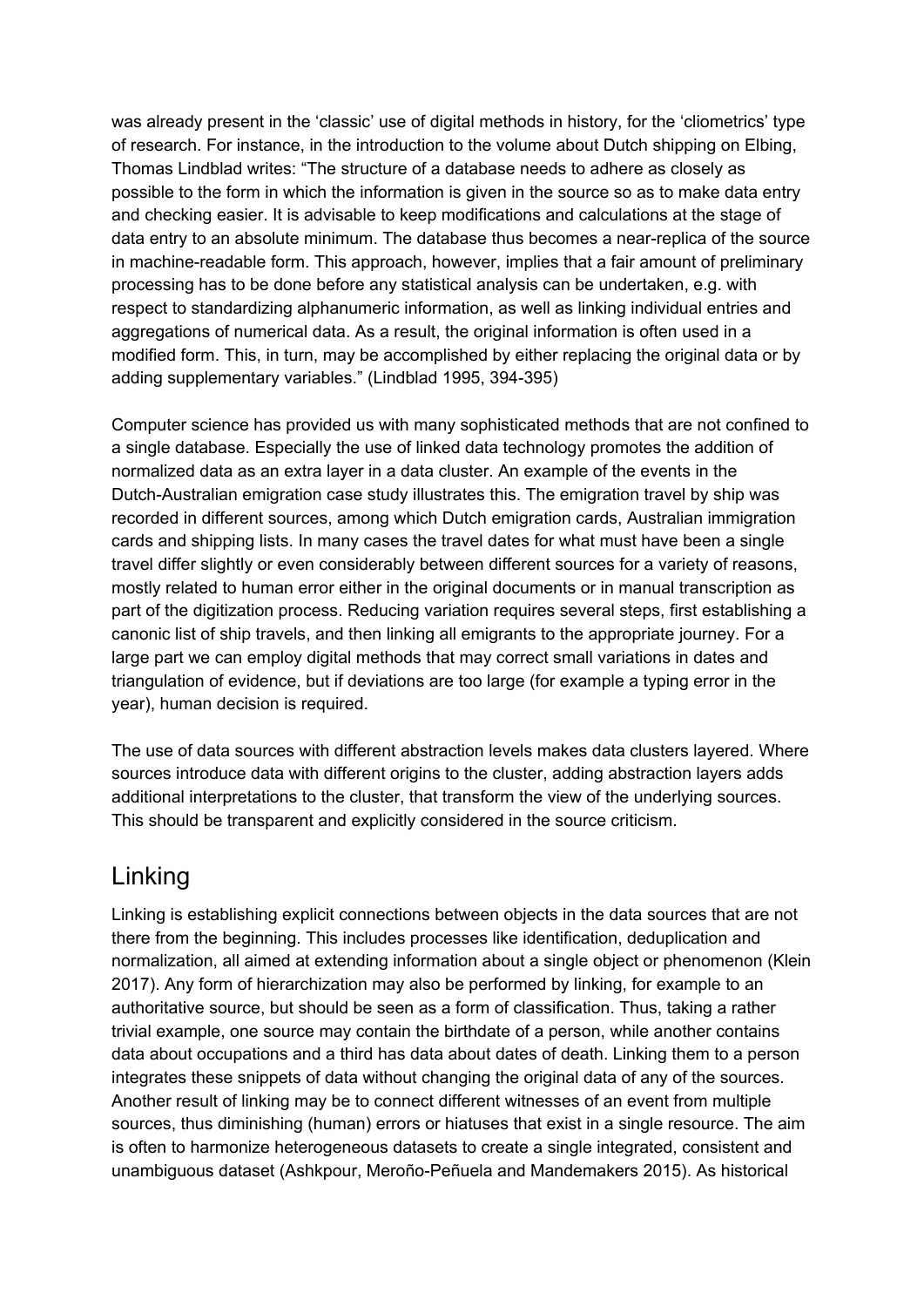was already present in the 'classic' use of digital methods in history, for the 'cliometrics' type of research. For instance, in the introduction to the volume about Dutch shipping on Elbing, Thomas Lindblad writes: "The structure of a database needs to adhere as closely as possible to the form in which the information is given in the source so as to make data entry and checking easier. It is advisable to keep modifications and calculations at the stage of data entry to an absolute minimum. The database thus becomes a near-replica of the source in machine-readable form. This approach, however, implies that a fair amount of preliminary processing has to be done before any statistical analysis can be undertaken, e.g. with respect to standardizing alphanumeric information, as well as linking individual entries and aggregations of numerical data. As a result, the original information is often used in a modified form. This, in turn, may be accomplished by either replacing the original data or by adding supplementary variables." (Lindblad 1995, 394-395)

Computer science has provided us with many sophisticated methods that are not confined to a single database. Especially the use of linked data technology promotes the addition of normalized data as an extra layer in a data cluster. An example of the events in the Dutch-Australian emigration case study illustrates this. The emigration travel by ship was recorded in different sources, among which Dutch emigration cards, Australian immigration cards and shipping lists. In many cases the travel dates for what must have been a single travel differ slightly or even considerably between different sources for a variety of reasons, mostly related to human error either in the original documents or in manual transcription as part of the digitization process. Reducing variation requires several steps, first establishing a canonic list of ship travels, and then linking all emigrants to the appropriate journey. For a large part we can employ digital methods that may correct small variations in dates and triangulation of evidence, but if deviations are too large (for example a typing error in the year), human decision is required.

The use of data sources with different abstraction levels makes data clusters layered. Where sources introduce data with different origins to the cluster, adding abstraction layers adds additional interpretations to the cluster, that transform the view of the underlying sources. This should be transparent and explicitly considered in the source criticism.

## Linking

Linking is establishing explicit connections between objects in the data sources that are not there from the beginning. This includes processes like identification, deduplication and normalization, all aimed at extending information about a single object or phenomenon (Klein 2017). Any form of hierarchization may also be performed by linking, for example to an authoritative source, but should be seen as a form of classification. Thus, taking a rather trivial example, one source may contain the birthdate of a person, while another contains data about occupations and a third has data about dates of death. Linking them to a person integrates these snippets of data without changing the original data of any of the sources. Another result of linking may be to connect different witnesses of an event from multiple sources, thus diminishing (human) errors or hiatuses that exist in a single resource. The aim is often to harmonize heterogeneous datasets to create a single integrated, consistent and unambiguous dataset (Ashkpour, Meroño-Peñuela and Mandemakers 2015). As historical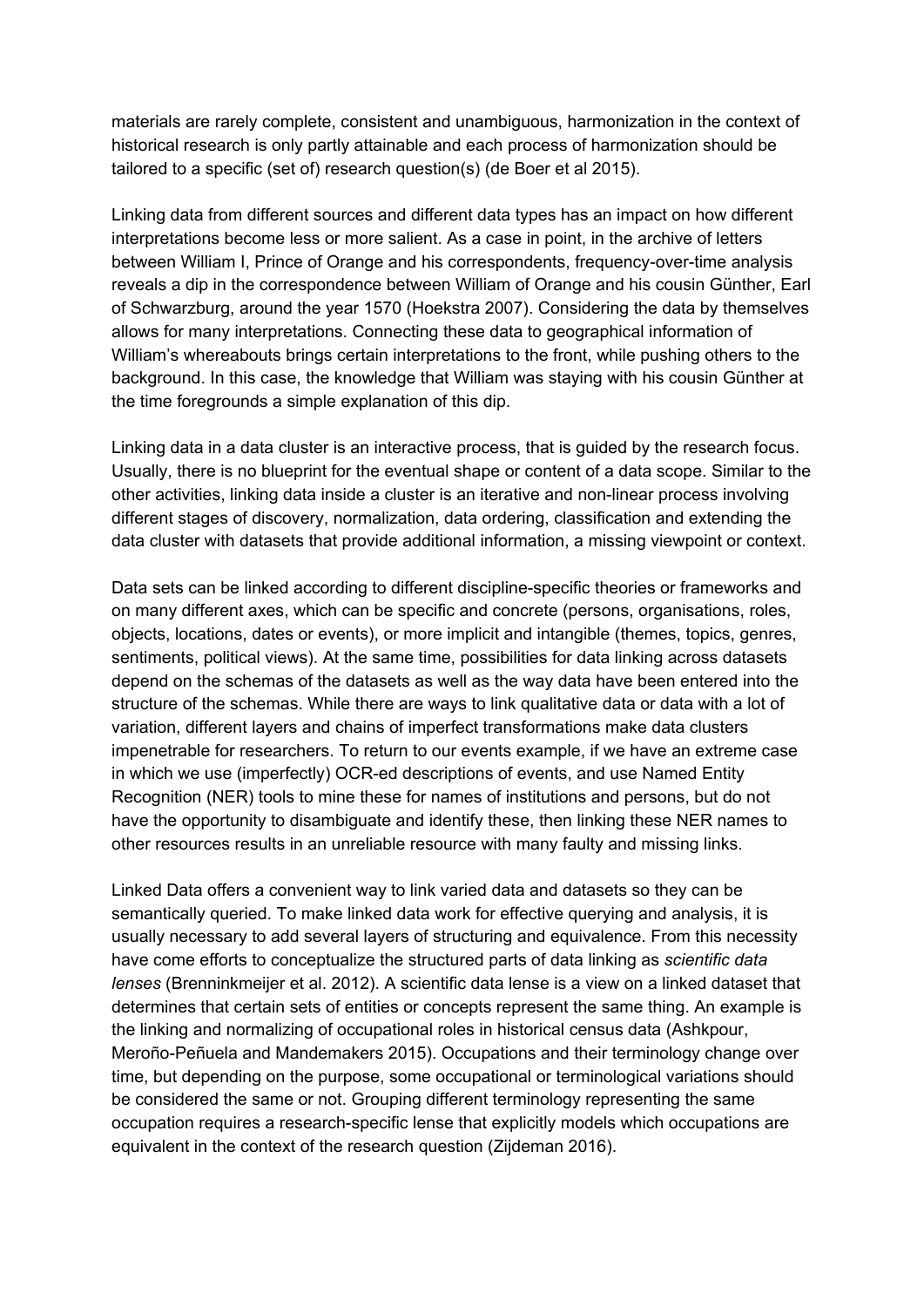materials are rarely complete, consistent and unambiguous, harmonization in the context of historical research is only partly attainable and each process of harmonization should be tailored to a specific (set of) research question(s) (de Boer et al 2015).

Linking data from different sources and different data types has an impact on how different interpretations become less or more salient. As a case in point, in the archive of letters between William I, Prince of Orange and his correspondents, frequency-over-time analysis reveals a dip in the correspondence between William of Orange and his cousin Günther, Earl of Schwarzburg, around the year 1570 (Hoekstra 2007). Considering the data by themselves allows for many interpretations. Connecting these data to geographical information of William's whereabouts brings certain interpretations to the front, while pushing others to the background. In this case, the knowledge that William was staying with his cousin Günther at the time foregrounds a simple explanation of this dip.

Linking data in a data cluster is an interactive process, that is guided by the research focus. Usually, there is no blueprint for the eventual shape or content of a data scope. Similar to the other activities, linking data inside a cluster is an iterative and non-linear process involving different stages of discovery, normalization, data ordering, classification and extending the data cluster with datasets that provide additional information, a missing viewpoint or context.

Data sets can be linked according to different discipline-specific theories or frameworks and on many different axes, which can be specific and concrete (persons, organisations, roles, objects, locations, dates or events), or more implicit and intangible (themes, topics, genres, sentiments, political views). At the same time, possibilities for data linking across datasets depend on the schemas of the datasets as well as the way data have been entered into the structure of the schemas. While there are ways to link qualitative data or data with a lot of variation, different layers and chains of imperfect transformations make data clusters impenetrable for researchers. To return to our events example, if we have an extreme case in which we use (imperfectly) OCR-ed descriptions of events, and use Named Entity Recognition (NER) tools to mine these for names of institutions and persons, but do not have the opportunity to disambiguate and identify these, then linking these NER names to other resources results in an unreliable resource with many faulty and missing links.

Linked Data offers a convenient way to link varied data and datasets so they can be semantically queried. To make linked data work for effective querying and analysis, it is usually necessary to add several layers of structuring and equivalence. From this necessity have come efforts to conceptualize the structured parts of data linking as *scientific data lenses* (Brenninkmeijer et al. 2012). A scientific data lense is a view on a linked dataset that determines that certain sets of entities or concepts represent the same thing. An example is the linking and normalizing of occupational roles in historical census data (Ashkpour, Meroño-Peñuela and Mandemakers 2015). Occupations and their terminology change over time, but depending on the purpose, some occupational or terminological variations should be considered the same or not. Grouping different terminology representing the same occupation requires a research-specific lense that explicitly models which occupations are equivalent in the context of the research question (Zijdeman 2016).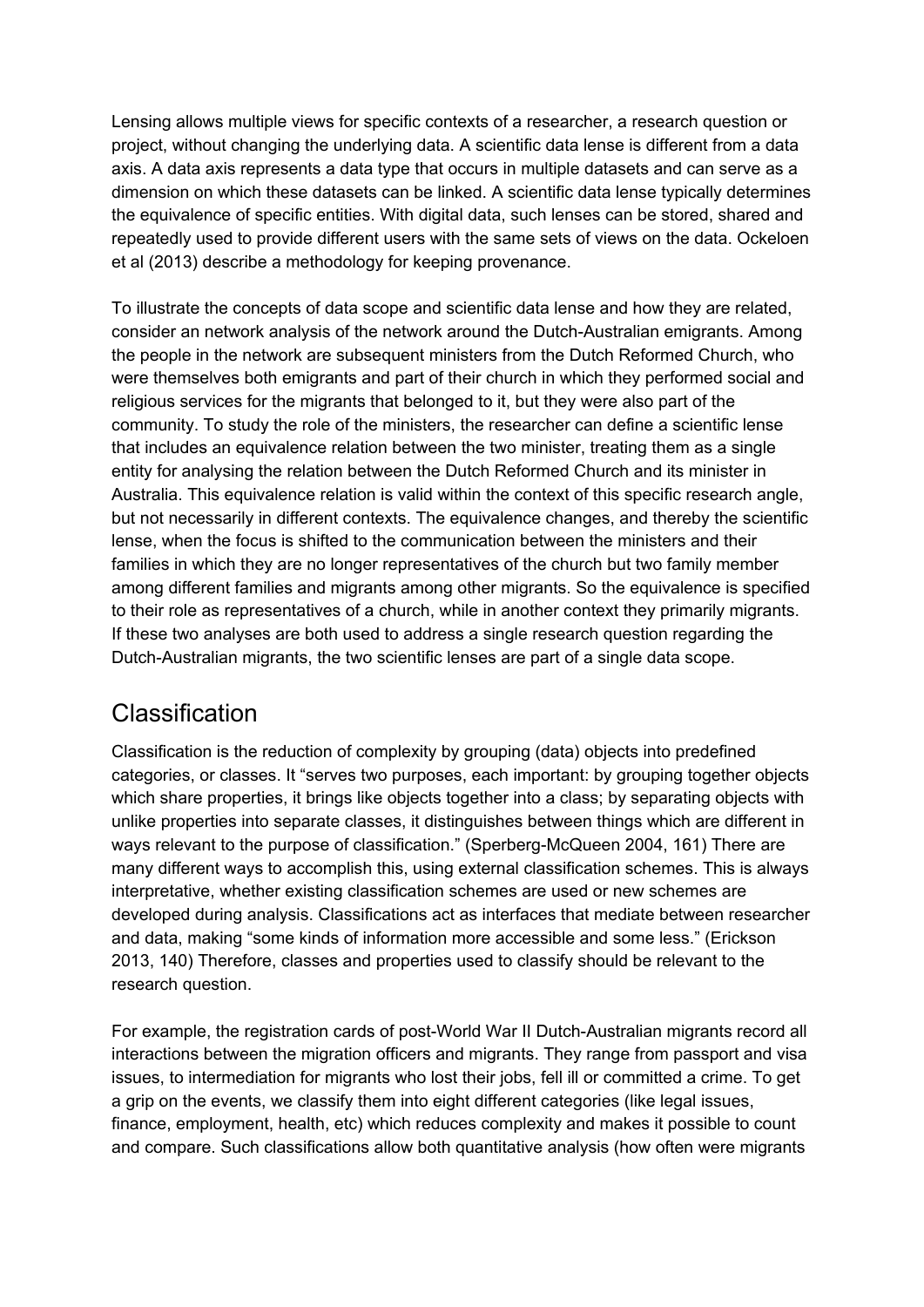Lensing allows multiple views for specific contexts of a researcher, a research question or project, without changing the underlying data. A scientific data lense is different from a data axis. A data axis represents a data type that occurs in multiple datasets and can serve as a dimension on which these datasets can be linked. A scientific data lense typically determines the equivalence of specific entities. With digital data, such lenses can be stored, shared and repeatedly used to provide different users with the same sets of views on the data. Ockeloen et al (2013) describe a methodology for keeping provenance.

To illustrate the concepts of data scope and scientific data lense and how they are related, consider an network analysis of the network around the Dutch-Australian emigrants. Among the people in the network are subsequent ministers from the Dutch Reformed Church, who were themselves both emigrants and part of their church in which they performed social and religious services for the migrants that belonged to it, but they were also part of the community. To study the role of the ministers, the researcher can define a scientific lense that includes an equivalence relation between the two minister, treating them as a single entity for analysing the relation between the Dutch Reformed Church and its minister in Australia. This equivalence relation is valid within the context of this specific research angle, but not necessarily in different contexts. The equivalence changes, and thereby the scientific lense, when the focus is shifted to the communication between the ministers and their families in which they are no longer representatives of the church but two family member among different families and migrants among other migrants. So the equivalence is specified to their role as representatives of a church, while in another context they primarily migrants. If these two analyses are both used to address a single research question regarding the Dutch-Australian migrants, the two scientific lenses are part of a single data scope.

## Classification

Classification is the reduction of complexity by grouping (data) objects into predefined categories, or classes. It "serves two purposes, each important: by grouping together objects which share properties, it brings like objects together into a class; by separating objects with unlike properties into separate classes, it distinguishes between things which are different in ways relevant to the purpose of classification." (Sperberg-McQueen 2004, 161) There are many different ways to accomplish this, using external classification schemes. This is always interpretative, whether existing classification schemes are used or new schemes are developed during analysis. Classifications act as interfaces that mediate between researcher and data, making "some kinds of information more accessible and some less." (Erickson 2013, 140) Therefore, classes and properties used to classify should be relevant to the research question.

For example, the registration cards of post-World War II Dutch-Australian migrants record all interactions between the migration officers and migrants. They range from passport and visa issues, to intermediation for migrants who lost their jobs, fell ill or committed a crime. To get a grip on the events, we classify them into eight different categories (like legal issues, finance, employment, health, etc) which reduces complexity and makes it possible to count and compare. Such classifications allow both quantitative analysis (how often were migrants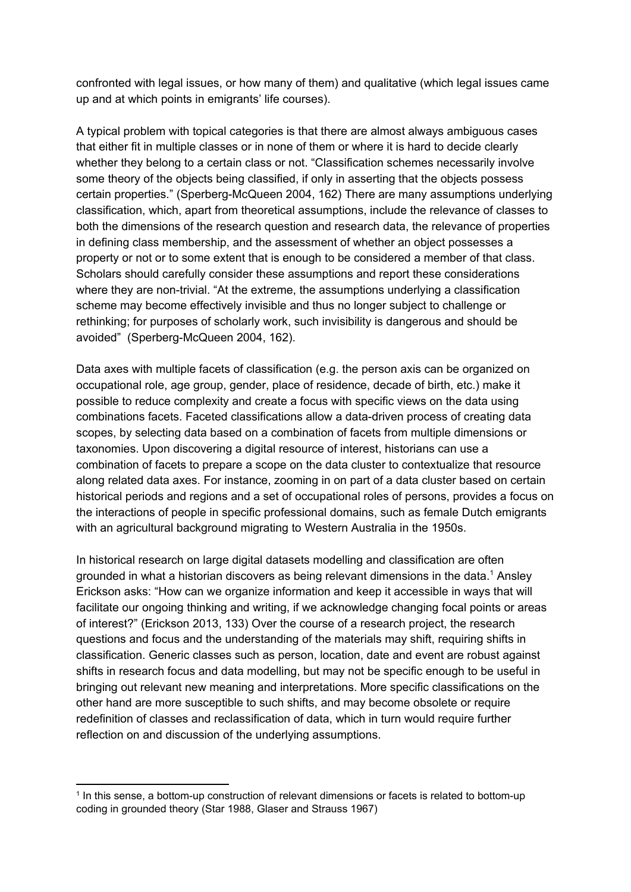confronted with legal issues, or how many of them) and qualitative (which legal issues came up and at which points in emigrants' life courses).

A typical problem with topical categories is that there are almost always ambiguous cases that either fit in multiple classes or in none of them or where it is hard to decide clearly whether they belong to a certain class or not. "Classification schemes necessarily involve some theory of the objects being classified, if only in asserting that the objects possess certain properties." (Sperberg-McQueen 2004, 162) There are many assumptions underlying classification, which, apart from theoretical assumptions, include the relevance of classes to both the dimensions of the research question and research data, the relevance of properties in defining class membership, and the assessment of whether an object possesses a property or not or to some extent that is enough to be considered a member of that class. Scholars should carefully consider these assumptions and report these considerations where they are non-trivial. "At the extreme, the assumptions underlying a classification scheme may become effectively invisible and thus no longer subject to challenge or rethinking; for purposes of scholarly work, such invisibility is dangerous and should be avoided" (Sperberg-McQueen 2004, 162).

Data axes with multiple facets of classification (e.g. the person axis can be organized on occupational role, age group, gender, place of residence, decade of birth, etc.) make it possible to reduce complexity and create a focus with specific views on the data using combinations facets. Faceted classifications allow a data-driven process of creating data scopes, by selecting data based on a combination of facets from multiple dimensions or taxonomies. Upon discovering a digital resource of interest, historians can use a combination of facets to prepare a scope on the data cluster to contextualize that resource along related data axes. For instance, zooming in on part of a data cluster based on certain historical periods and regions and a set of occupational roles of persons, provides a focus on the interactions of people in specific professional domains, such as female Dutch emigrants with an agricultural background migrating to Western Australia in the 1950s.

In historical research on large digital datasets modelling and classification are often grounded in what a historian discovers as being relevant dimensions in the data.[1] Ansley Erickson asks: "How can we organize information and keep it accessible in ways that will facilitate our ongoing thinking and writing, if we acknowledge changing focal points or areas of interest?" (Erickson 2013, 133) Over the course of a research project, the research questions and focus and the understanding of the materials may shift, requiring shifts in classification. Generic classes such as person, location, date and event are robust against shifts in research focus and data modelling, but may not be specific enough to be useful in bringing out relevant new meaning and interpretations. More specific classifications on the other hand are more susceptible to such shifts, and may become obsolete or require redefinition of classes and reclassification of data, which in turn would require further reflection on and discussion of the underlying assumptions.

[1] In this sense, a bottom-up construction of relevant dimensions or facets is related to bottom-up coding in grounded theory (Star 1988, Glaser and Strauss 1967)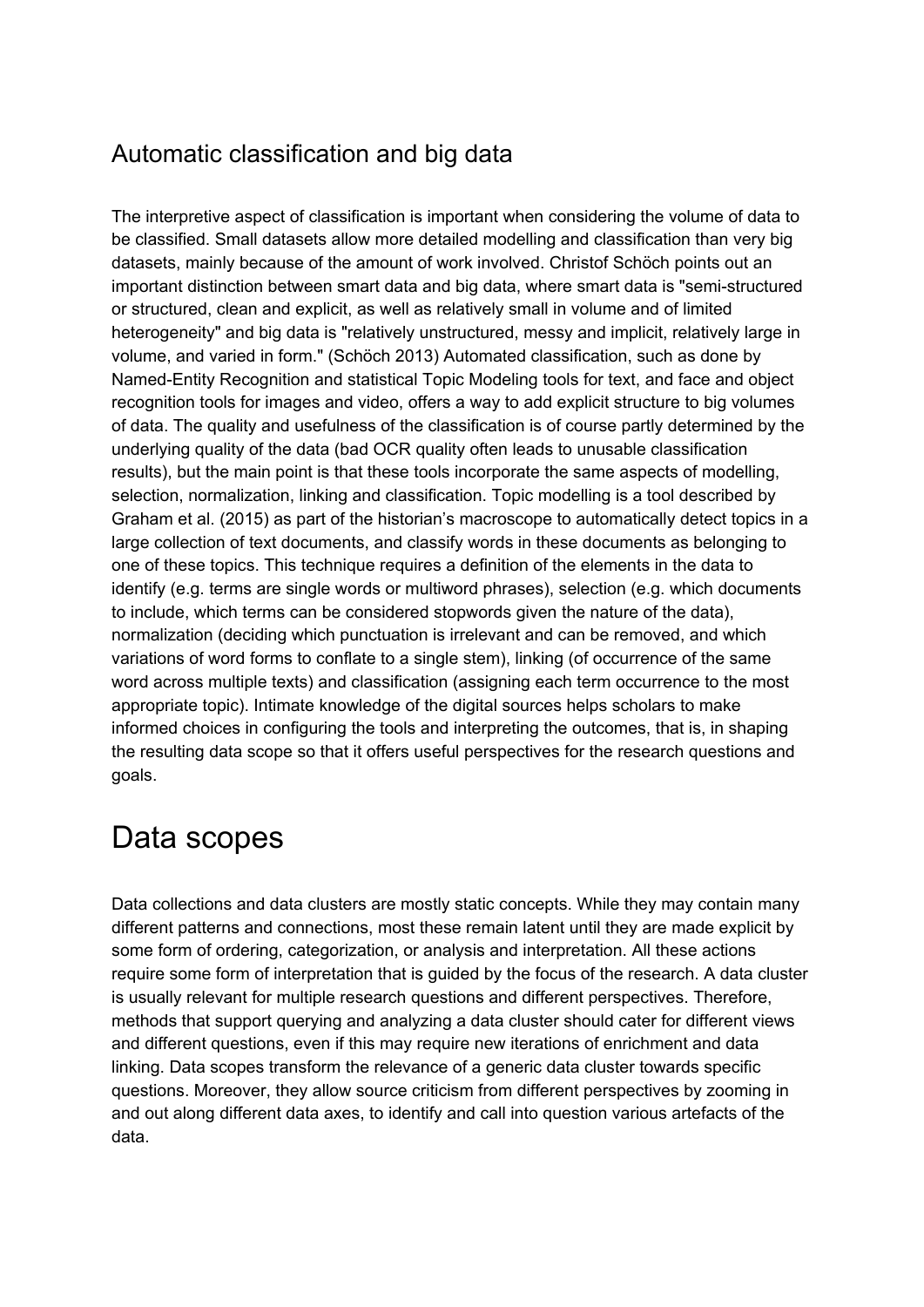## Automatic classification and big data

The interpretive aspect of classification is important when considering the volume of data to be classified. Small datasets allow more detailed modelling and classification than very big datasets, mainly because of the amount of work involved. Christof Schöch points out an important distinction between smart data and big data, where smart data is "semi-structured or structured, clean and explicit, as well as relatively small in volume and of limited heterogeneity" and big data is "relatively unstructured, messy and implicit, relatively large in volume, and varied in form." (Schöch 2013) Automated classification, such as done by Named-Entity Recognition and statistical Topic Modeling tools for text, and face and object recognition tools for images and video, offers a way to add explicit structure to big volumes of data. The quality and usefulness of the classification is of course partly determined by the underlying quality of the data (bad OCR quality often leads to unusable classification results), but the main point is that these tools incorporate the same aspects of modelling, selection, normalization, linking and classification. Topic modelling is a tool described by Graham et al. (2015) as part of the historian's macroscope to automatically detect topics in a large collection of text documents, and classify words in these documents as belonging to one of these topics. This technique requires a definition of the elements in the data to identify (e.g. terms are single words or multiword phrases), selection (e.g. which documents to include, which terms can be considered stopwords given the nature of the data), normalization (deciding which punctuation is irrelevant and can be removed, and which variations of word forms to conflate to a single stem), linking (of occurrence of the same word across multiple texts) and classification (assigning each term occurrence to the most appropriate topic). Intimate knowledge of the digital sources helps scholars to make informed choices in configuring the tools and interpreting the outcomes, that is, in shaping the resulting data scope so that it offers useful perspectives for the research questions and goals.

# Data scopes

Data collections and data clusters are mostly static concepts. While they may contain many different patterns and connections, most these remain latent until they are made explicit by some form of ordering, categorization, or analysis and interpretation. All these actions require some form of interpretation that is guided by the focus of the research. A data cluster is usually relevant for multiple research questions and different perspectives. Therefore, methods that support querying and analyzing a data cluster should cater for different views and different questions, even if this may require new iterations of enrichment and data linking. Data scopes transform the relevance of a generic data cluster towards specific questions. Moreover, they allow source criticism from different perspectives by zooming in and out along different data axes, to identify and call into question various artefacts of the data.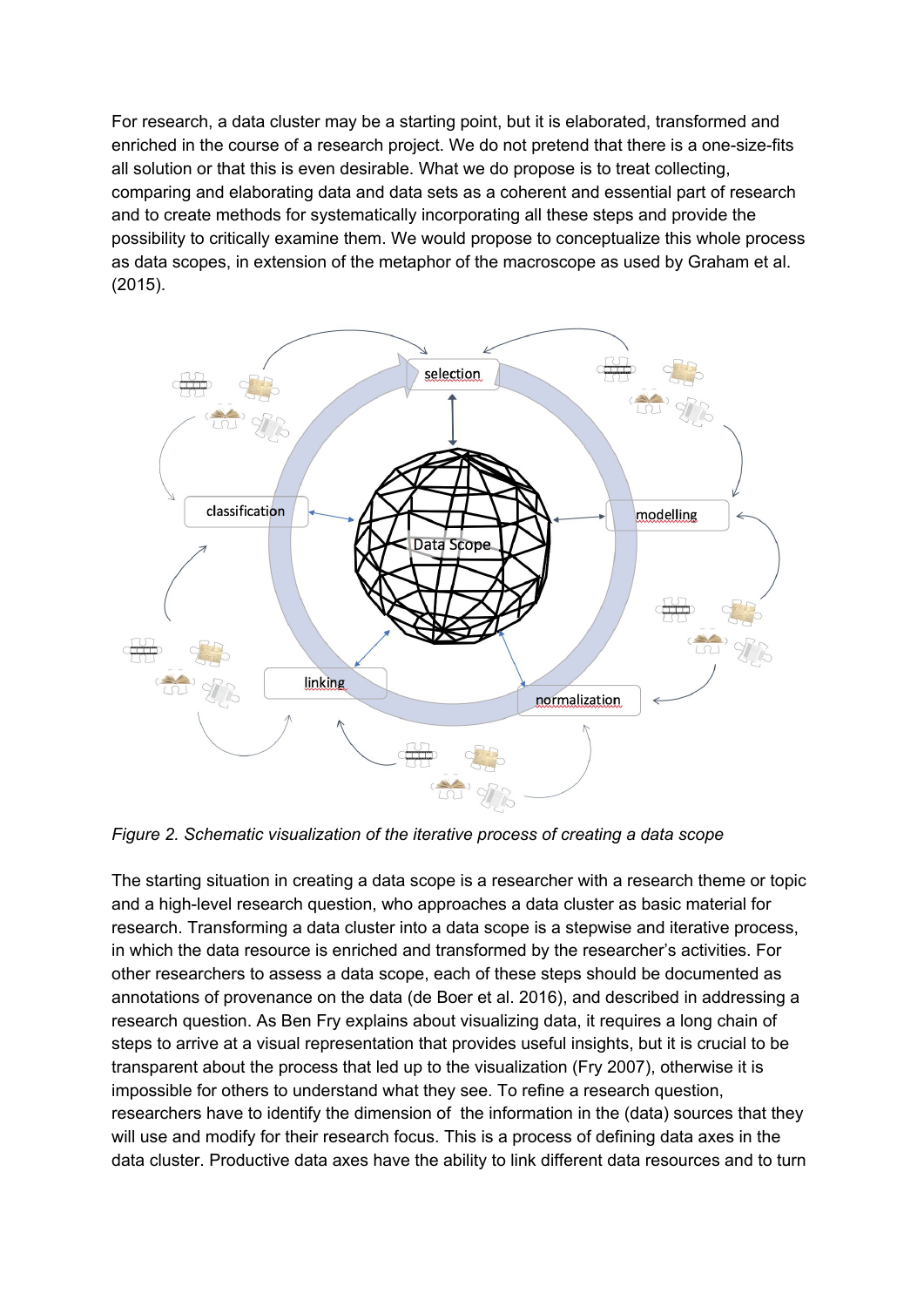For research, a data cluster may be a starting point, but it is elaborated, transformed and enriched in the course of a research project. We do not pretend that there is a one-size-fits all solution or that this is even desirable. What we do propose is to treat collecting, comparing and elaborating data and data sets as a coherent and essential part of research and to create methods for systematically incorporating all these steps and provide the possibility to critically examine them. We would propose to conceptualize this whole process as data scopes, in extension of the metaphor of the macroscope as used by Graham et al. (2015).

*Figure 2. Schematic visualization of the iterative process of creating a data scope*

The starting situation in creating a data scope is a researcher with a research theme or topic and a high-level research question, who approaches a data cluster as basic material for research. Transforming a data cluster into a data scope is a stepwise and iterative process, in which the data resource is enriched and transformed by the researcher's activities. For other researchers to assess a data scope, each of these steps should be documented as annotations of provenance on the data (de Boer et al. 2016), and described in addressing a research question. As Ben Fry explains about visualizing data, it requires a long chain of steps to arrive at a visual representation that provides useful insights, but it is crucial to be transparent about the process that led up to the visualization (Fry 2007), otherwise it is impossible for others to understand what they see. To refine a research question, researchers have to identify the dimension of the information in the (data) sources that they will use and modify for their research focus. This is a process of defining data axes in the data cluster. Productive data axes have the ability to link different data resources and to turn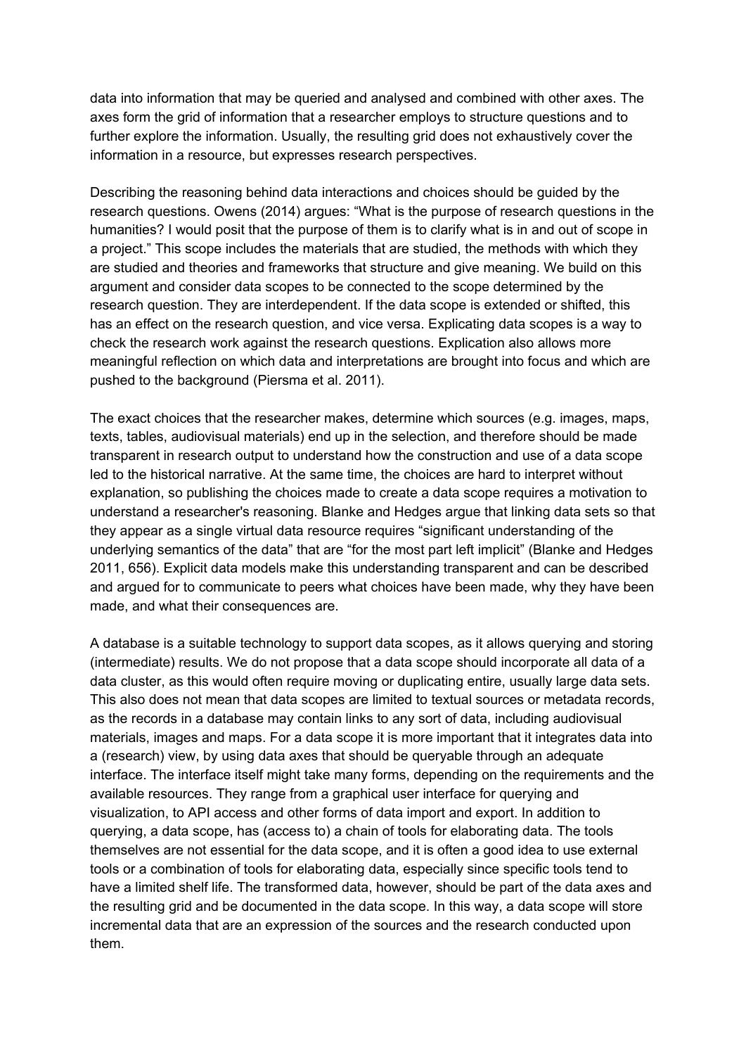data into information that may be queried and analysed and combined with other axes. The axes form the grid of information that a researcher employs to structure questions and to further explore the information. Usually, the resulting grid does not exhaustively cover the information in a resource, but expresses research perspectives.

Describing the reasoning behind data interactions and choices should be guided by the research questions. Owens (2014) argues: "What is the purpose of research questions in the humanities? I would posit that the purpose of them is to clarify what is in and out of scope in a project." This scope includes the materials that are studied, the methods with which they are studied and theories and frameworks that structure and give meaning. We build on this argument and consider data scopes to be connected to the scope determined by the research question. They are interdependent. If the data scope is extended or shifted, this has an effect on the research question, and vice versa. Explicating data scopes is a way to check the research work against the research questions. Explication also allows more meaningful reflection on which data and interpretations are brought into focus and which are pushed to the background (Piersma et al. 2011).

The exact choices that the researcher makes, determine which sources (e.g. images, maps, texts, tables, audiovisual materials) end up in the selection, and therefore should be made transparent in research output to understand how the construction and use of a data scope led to the historical narrative. At the same time, the choices are hard to interpret without explanation, so publishing the choices made to create a data scope requires a motivation to understand a researcher's reasoning. Blanke and Hedges argue that linking data sets so that they appear as a single virtual data resource requires "significant understanding of the underlying semantics of the data" that are "for the most part left implicit" (Blanke and Hedges 2011, 656). Explicit data models make this understanding transparent and can be described and argued for to communicate to peers what choices have been made, why they have been made, and what their consequences are.

A database is a suitable technology to support data scopes, as it allows querying and storing (intermediate) results. We do not propose that a data scope should incorporate all data of a data cluster, as this would often require moving or duplicating entire, usually large data sets. This also does not mean that data scopes are limited to textual sources or metadata records, as the records in a database may contain links to any sort of data, including audiovisual materials, images and maps. For a data scope it is more important that it integrates data into a (research) view, by using data axes that should be queryable through an adequate interface. The interface itself might take many forms, depending on the requirements and the available resources. They range from a graphical user interface for querying and visualization, to API access and other forms of data import and export. In addition to querying, a data scope, has (access to) a chain of tools for elaborating data. The tools themselves are not essential for the data scope, and it is often a good idea to use external tools or a combination of tools for elaborating data, especially since specific tools tend to have a limited shelf life. The transformed data, however, should be part of the data axes and the resulting grid and be documented in the data scope. In this way, a data scope will store incremental data that are an expression of the sources and the research conducted upon them.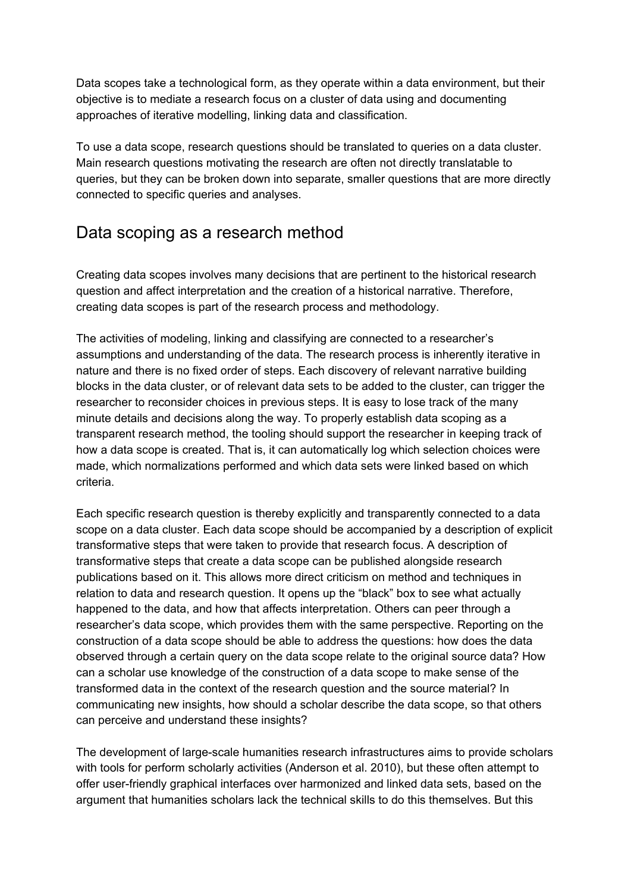Data scopes take a technological form, as they operate within a data environment, but their objective is to mediate a research focus on a cluster of data using and documenting approaches of iterative modelling, linking data and classification.

To use a data scope, research questions should be translated to queries on a data cluster. Main research questions motivating the research are often not directly translatable to queries, but they can be broken down into separate, smaller questions that are more directly connected to specific queries and analyses.

## Data scoping as a research method

Creating data scopes involves many decisions that are pertinent to the historical research question and affect interpretation and the creation of a historical narrative. Therefore, creating data scopes is part of the research process and methodology.

The activities of modeling, linking and classifying are connected to a researcher's assumptions and understanding of the data. The research process is inherently iterative in nature and there is no fixed order of steps. Each discovery of relevant narrative building blocks in the data cluster, or of relevant data sets to be added to the cluster, can trigger the researcher to reconsider choices in previous steps. It is easy to lose track of the many minute details and decisions along the way. To properly establish data scoping as a transparent research method, the tooling should support the researcher in keeping track of how a data scope is created. That is, it can automatically log which selection choices were made, which normalizations performed and which data sets were linked based on which criteria.

Each specific research question is thereby explicitly and transparently connected to a data scope on a data cluster. Each data scope should be accompanied by a description of explicit transformative steps that were taken to provide that research focus. A description of transformative steps that create a data scope can be published alongside research publications based on it. This allows more direct criticism on method and techniques in relation to data and research question. It opens up the "black" box to see what actually happened to the data, and how that affects interpretation. Others can peer through a researcher's data scope, which provides them with the same perspective. Reporting on the construction of a data scope should be able to address the questions: how does the data observed through a certain query on the data scope relate to the original source data? How can a scholar use knowledge of the construction of a data scope to make sense of the transformed data in the context of the research question and the source material? In communicating new insights, how should a scholar describe the data scope, so that others can perceive and understand these insights?

The development of large-scale humanities research infrastructures aims to provide scholars with tools for perform scholarly activities (Anderson et al. 2010), but these often attempt to offer user-friendly graphical interfaces over harmonized and linked data sets, based on the argument that humanities scholars lack the technical skills to do this themselves. But this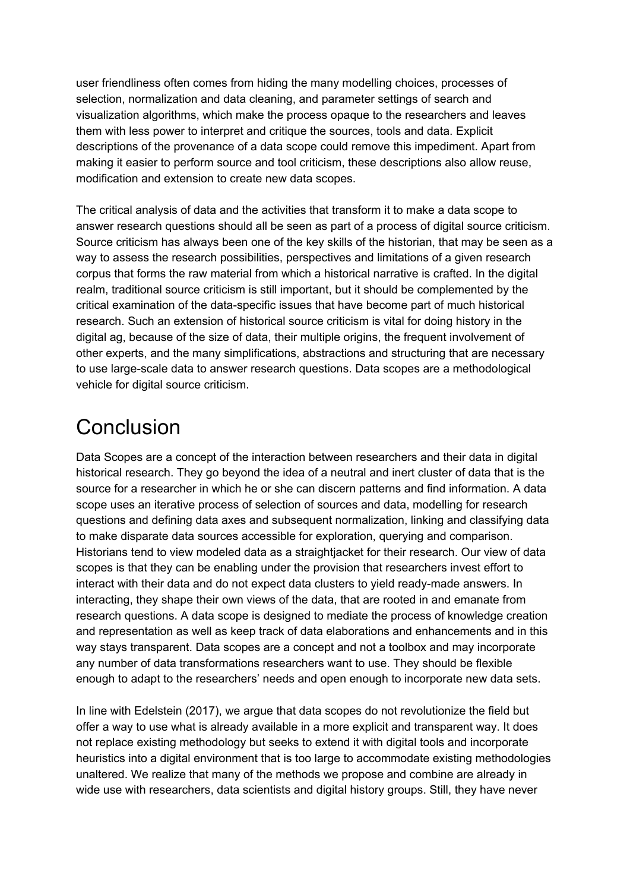user friendliness often comes from hiding the many modelling choices, processes of selection, normalization and data cleaning, and parameter settings of search and visualization algorithms, which make the process opaque to the researchers and leaves them with less power to interpret and critique the sources, tools and data. Explicit descriptions of the provenance of a data scope could remove this impediment. Apart from making it easier to perform source and tool criticism, these descriptions also allow reuse, modification and extension to create new data scopes.

The critical analysis of data and the activities that transform it to make a data scope to answer research questions should all be seen as part of a process of digital source criticism. Source criticism has always been one of the key skills of the historian, that may be seen as a way to assess the research possibilities, perspectives and limitations of a given research corpus that forms the raw material from which a historical narrative is crafted. In the digital realm, traditional source criticism is still important, but it should be complemented by the critical examination of the data-specific issues that have become part of much historical research. Such an extension of historical source criticism is vital for doing history in the digital ag, because of the size of data, their multiple origins, the frequent involvement of other experts, and the many simplifications, abstractions and structuring that are necessary to use large-scale data to answer research questions. Data scopes are a methodological vehicle for digital source criticism.

# Conclusion

Data Scopes are a concept of the interaction between researchers and their data in digital historical research. They go beyond the idea of a neutral and inert cluster of data that is the source for a researcher in which he or she can discern patterns and find information. A data scope uses an iterative process of selection of sources and data, modelling for research questions and defining data axes and subsequent normalization, linking and classifying data to make disparate data sources accessible for exploration, querying and comparison. Historians tend to view modeled data as a straightjacket for their research. Our view of data scopes is that they can be enabling under the provision that researchers invest effort to interact with their data and do not expect data clusters to yield ready-made answers. In interacting, they shape their own views of the data, that are rooted in and emanate from research questions. A data scope is designed to mediate the process of knowledge creation and representation as well as keep track of data elaborations and enhancements and in this way stays transparent. Data scopes are a concept and not a toolbox and may incorporate any number of data transformations researchers want to use. They should be flexible enough to adapt to the researchers' needs and open enough to incorporate new data sets.

In line with Edelstein (2017), we argue that data scopes do not revolutionize the field but offer a way to use what is already available in a more explicit and transparent way. It does not replace existing methodology but seeks to extend it with digital tools and incorporate heuristics into a digital environment that is too large to accommodate existing methodologies unaltered. We realize that many of the methods we propose and combine are already in wide use with researchers, data scientists and digital history groups. Still, they have never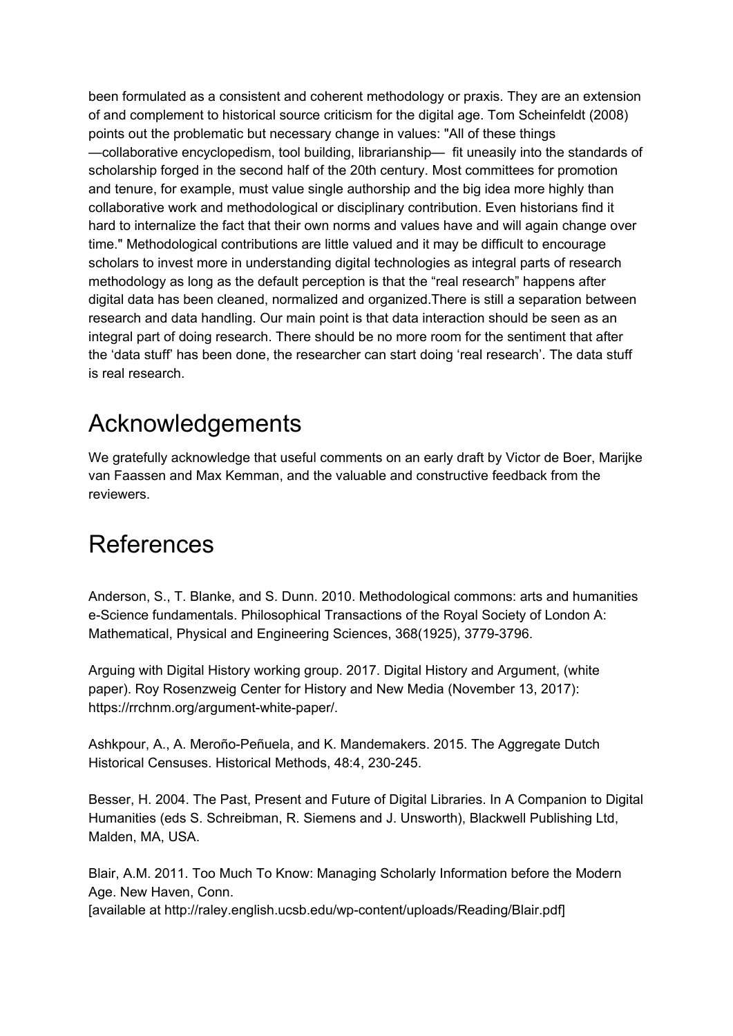been formulated as a consistent and coherent methodology or praxis. They are an extension of and complement to historical source criticism for the digital age. Tom Scheinfeldt (2008) points out the problematic but necessary change in values: "All of these things —collaborative encyclopedism, tool building, librarianship— fit uneasily into the standards of scholarship forged in the second half of the 20th century. Most committees for promotion and tenure, for example, must value single authorship and the big idea more highly than collaborative work and methodological or disciplinary contribution. Even historians find it hard to internalize the fact that their own norms and values have and will again change over time." Methodological contributions are little valued and it may be difficult to encourage scholars to invest more in understanding digital technologies as integral parts of research methodology as long as the default perception is that the "real research" happens after digital data has been cleaned, normalized and organized.There is still a separation between research and data handling. Our main point is that data interaction should be seen as an integral part of doing research. There should be no more room for the sentiment that after the 'data stuff' has been done, the researcher can start doing 'real research'. The data stuff is real research.

# Acknowledgements

We gratefully acknowledge that useful comments on an early draft by Victor de Boer, Marijke van Faassen and Max Kemman, and the valuable and constructive feedback from the reviewers.

# References

Anderson, S., T. Blanke, and S. Dunn. 2010. Methodological commons: arts and humanities e-Science fundamentals. Philosophical Transactions of the Royal Society of London A: Mathematical, Physical and Engineering Sciences, 368(1925), 3779-3796.

Arguing with Digital History working group. 2017. Digital History and Argument, (white paper). Roy Rosenzweig Center for History and New Media (November 13, 2017): https://rrchnm.org/argument-white-paper/.

Ashkpour, A., A. Meroño-Peñuela, and K. Mandemakers. 2015. The Aggregate Dutch Historical Censuses. Historical Methods, 48:4, 230-245.

Besser, H. 2004. The Past, Present and Future of Digital Libraries. In A Companion to Digital Humanities (eds S. Schreibman, R. Siemens and J. Unsworth), Blackwell Publishing Ltd, Malden, MA, USA.

Blair, A.M. 2011. Too Much To Know: Managing Scholarly Information before the Modern Age. New Haven, Conn.
[available at http://raley.english.ucsb.edu/wp-content/uploads/Reading/Blair.pdf]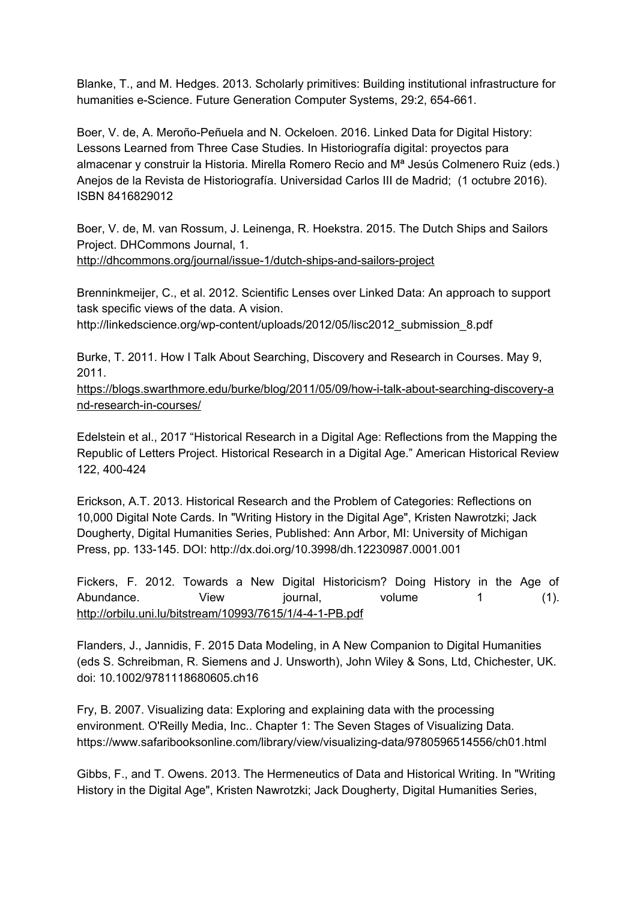Blanke, T., and M. Hedges. 2013. Scholarly primitives: Building institutional infrastructure for humanities e-Science. Future Generation Computer Systems, 29:2, 654-661.

Boer, V. de, A. Meroño-Peñuela and N. Ockeloen. 2016. Linked Data for Digital History: Lessons Learned from Three Case Studies. In Historiografía digital: proyectos para almacenar y construir la Historia. Mirella Romero Recio and Mª Jesús Colmenero Ruiz (eds.) Anejos de la Revista de Historiografía. Universidad Carlos III de Madrid; (1 octubre 2016). ISBN 8416829012

Boer, V. de, M. van Rossum, J. Leinenga, R. Hoekstra. 2015. The Dutch Ships and Sailors Project. DHCommons Journal, 1. http://dhcommons.org/journal/issue-1/dutch-ships-and-sailors-project

Brenninkmeijer, C., et al. 2012. Scientific Lenses over Linked Data: An approach to support task specific views of the data. A vision. http://linkedscience.org/wp-content/uploads/2012/05/lisc2012_submission_8.pdf

Burke, T. 2011. How I Talk About Searching, Discovery and Research in Courses. May 9, 2011. https://blogs.swarthmore.edu/burke/blog/2011/05/09/how-i-talk-about-searching-discovery-and-research-in-courses/

Edelstein et al., 2017 "Historical Research in a Digital Age: Reflections from the Mapping the Republic of Letters Project. Historical Research in a Digital Age." American Historical Review 122, 400-424

Erickson, A.T. 2013. Historical Research and the Problem of Categories: Reflections on 10,000 Digital Note Cards. In "Writing History in the Digital Age", Kristen Nawrotzki; Jack Dougherty, Digital Humanities Series, Published: Ann Arbor, MI: University of Michigan Press, pp. 133-145. DOI: http://dx.doi.org/10.3998/dh.12230987.0001.001

Fickers, F. 2012. Towards a New Digital Historicism? Doing History in the Age of Abundance. View journal, volume 1 (1). http://orbilu.uni.lu/bitstream/10993/7615/1/4-4-1-PB.pdf

Flanders, J., Jannidis, F. 2015 Data Modeling, in A New Companion to Digital Humanities (eds S. Schreibman, R. Siemens and J. Unsworth), John Wiley & Sons, Ltd, Chichester, UK. doi: 10.1002/9781118680605.ch16

Fry, B. 2007. Visualizing data: Exploring and explaining data with the processing environment. O'Reilly Media, Inc.. Chapter 1: The Seven Stages of Visualizing Data. https://www.safaribooksonline.com/library/view/visualizing-data/9780596514556/ch01.html

Gibbs, F., and T. Owens. 2013. The Hermeneutics of Data and Historical Writing. In "Writing History in the Digital Age", Kristen Nawrotzki; Jack Dougherty, Digital Humanities Series,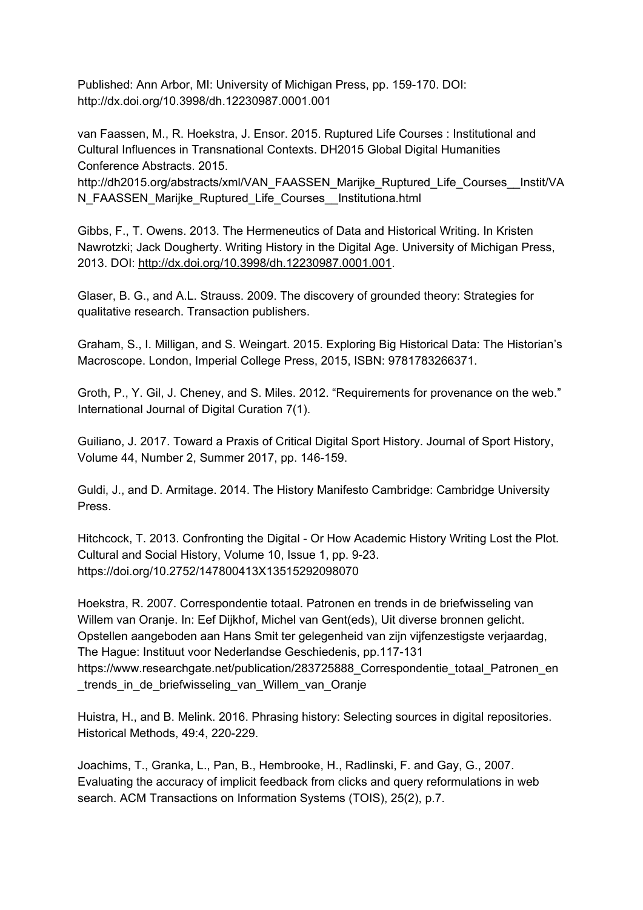Published: Ann Arbor, MI: University of Michigan Press, pp. 159-170. DOI: http://dx.doi.org/10.3998/dh.12230987.0001.001

van Faassen, M., R. Hoekstra, J. Ensor. 2015. Ruptured Life Courses : Institutional and Cultural Influences in Transnational Contexts. DH2015 Global Digital Humanities Conference Abstracts. 2015. http://dh2015.org/abstracts/xml/VAN_FAASSEN_Marijke_Ruptured_Life_Courses__Instit/VAN_FAASSEN_Marijke_Ruptured_Life_Courses__Institutiona.html

Gibbs, F., T. Owens. 2013. The Hermeneutics of Data and Historical Writing. In Kristen Nawrotzki; Jack Dougherty. Writing History in the Digital Age. University of Michigan Press, 2013. DOI: http://dx.doi.org/10.3998/dh.12230987.0001.001.

Glaser, B. G., and A.L. Strauss. 2009. The discovery of grounded theory: Strategies for qualitative research. Transaction publishers.

Graham, S., I. Milligan, and S. Weingart. 2015. Exploring Big Historical Data: The Historian's Macroscope. London, Imperial College Press, 2015, ISBN: 9781783266371.

Groth, P., Y. Gil, J. Cheney, and S. Miles. 2012. "Requirements for provenance on the web." International Journal of Digital Curation 7(1).

Guiliano, J. 2017. Toward a Praxis of Critical Digital Sport History. Journal of Sport History, Volume 44, Number 2, Summer 2017, pp. 146-159.

Guldi, J., and D. Armitage. 2014. The History Manifesto Cambridge: Cambridge University Press.

Hitchcock, T. 2013. Confronting the Digital - Or How Academic History Writing Lost the Plot. Cultural and Social History, Volume 10, Issue 1, pp. 9-23. https://doi.org/10.2752/147800413X13515292098070

Hoekstra, R. 2007. Correspondentie totaal. Patronen en trends in de briefwisseling van Willem van Oranje. In: Eef Dijkhof, Michel van Gent(eds), Uit diverse bronnen gelicht. Opstellen aangeboden aan Hans Smit ter gelegenheid van zijn vijfenzestigste verjaardag, The Hague: Instituut voor Nederlandse Geschiedenis, pp.117-131 https://www.researchgate.net/publication/283725888_Correspondentie_totaal_Patronen_en_trends_in_de_briefwisseling_van_Willem_van_Oranje

Huistra, H., and B. Melink. 2016. Phrasing history: Selecting sources in digital repositories. Historical Methods, 49:4, 220-229.

Joachims, T., Granka, L., Pan, B., Hembrooke, H., Radlinski, F. and Gay, G., 2007. Evaluating the accuracy of implicit feedback from clicks and query reformulations in web search. ACM Transactions on Information Systems (TOIS), 25(2), p.7.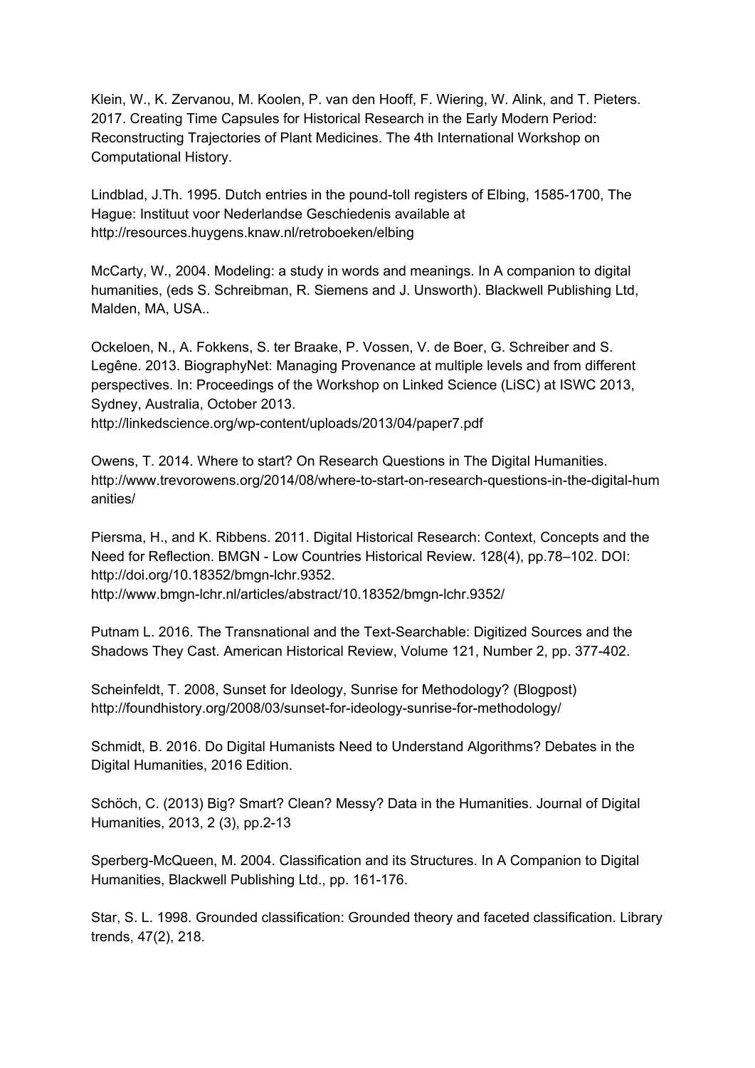Klein, W., K. Zervanou, M. Koolen, P. van den Hooff, F. Wiering, W. Alink, and T. Pieters. 2017. Creating Time Capsules for Historical Research in the Early Modern Period: Reconstructing Trajectories of Plant Medicines. The 4th International Workshop on Computational History.

Lindblad, J.Th. 1995. Dutch entries in the pound-toll registers of Elbing, 1585-1700, The Hague: Instituut voor Nederlandse Geschiedenis available at http://resources.huygens.knaw.nl/retroboeken/elbing

McCarty, W., 2004. Modeling: a study in words and meanings. In A companion to digital humanities, (eds S. Schreibman, R. Siemens and J. Unsworth). Blackwell Publishing Ltd, Malden, MA, USA..

Ockeloen, N., A. Fokkens, S. ter Braake, P. Vossen, V. de Boer, G. Schreiber and S. Legêne. 2013. BiographyNet: Managing Provenance at multiple levels and from different perspectives. In: Proceedings of the Workshop on Linked Science (LiSC) at ISWC 2013, Sydney, Australia, October 2013.
http://linkedscience.org/wp-content/uploads/2013/04/paper7.pdf

Owens, T. 2014. Where to start? On Research Questions in The Digital Humanities. http://www.trevorowens.org/2014/08/where-to-start-on-research-questions-in-the-digital-humanities/

Piersma, H., and K. Ribbens. 2011. Digital Historical Research: Context, Concepts and the Need for Reflection. BMGN - Low Countries Historical Review. 128(4), pp.78–102. DOI: http://doi.org/10.18352/bmgn-lchr.9352.
http://www.bmgn-lchr.nl/articles/abstract/10.18352/bmgn-lchr.9352/

Putnam L. 2016. The Transnational and the Text-Searchable: Digitized Sources and the Shadows They Cast. American Historical Review, Volume 121, Number 2, pp. 377-402.

Scheinfeldt, T. 2008, Sunset for Ideology, Sunrise for Methodology? (Blogpost) http://foundhistory.org/2008/03/sunset-for-ideology-sunrise-for-methodology/

Schmidt, B. 2016. Do Digital Humanists Need to Understand Algorithms? Debates in the Digital Humanities, 2016 Edition.

Schöch, C. (2013) Big? Smart? Clean? Messy? Data in the Humanities. Journal of Digital Humanities, 2013, 2 (3), pp.2-13

Sperberg-McQueen, M. 2004. Classification and its Structures. In A Companion to Digital Humanities, Blackwell Publishing Ltd., pp. 161-176.

Star, S. L. 1998. Grounded classification: Grounded theory and faceted classification. Library trends, 47(2), 218.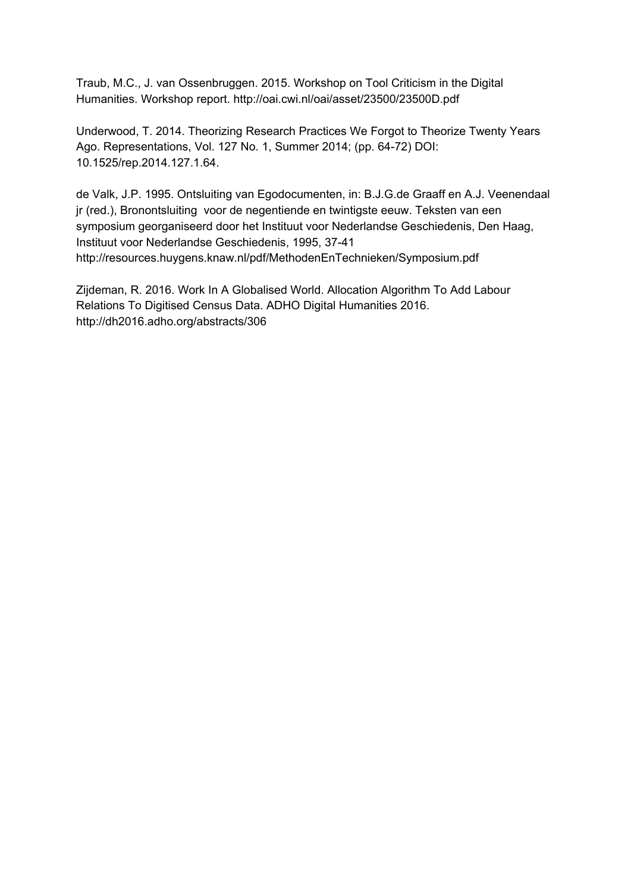Traub, M.C., J. van Ossenbruggen. 2015. Workshop on Tool Criticism in the Digital Humanities. Workshop report. http://oai.cwi.nl/oai/asset/23500/23500D.pdf

Underwood, T. 2014. Theorizing Research Practices We Forgot to Theorize Twenty Years Ago. Representations, Vol. 127 No. 1, Summer 2014; (pp. 64-72) DOI: 10.1525/rep.2014.127.1.64.

de Valk, J.P. 1995. Ontsluiting van Egodocumenten, in: B.J.G.de Graaff en A.J. Veenendaal jr (red.), Bronontsluiting voor de negentiende en twintigste eeuw. Teksten van een symposium georganiseerd door het Instituut voor Nederlandse Geschiedenis, Den Haag, Instituut voor Nederlandse Geschiedenis, 1995, 37-41 http://resources.huygens.knaw.nl/pdf/MethodenEnTechnieken/Symposium.pdf

Zijdeman, R. 2016. Work In A Globalised World. Allocation Algorithm To Add Labour Relations To Digitised Census Data. ADHO Digital Humanities 2016. http://dh2016.adho.org/abstracts/306